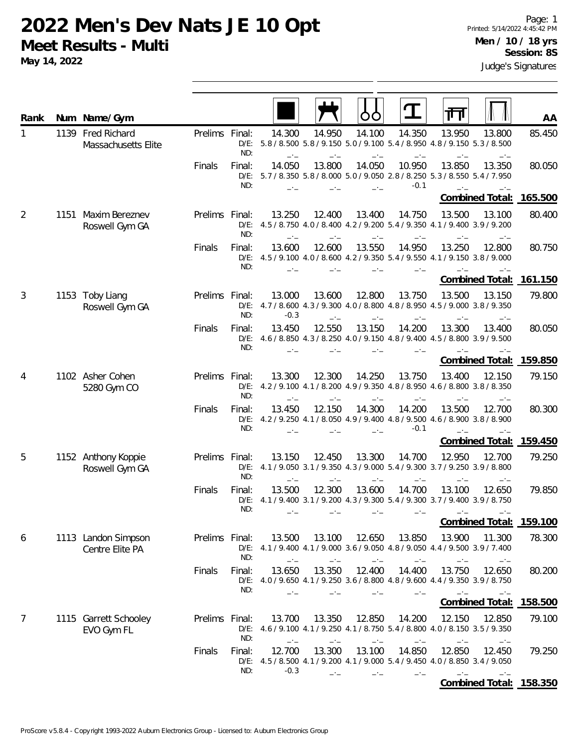# 2022 Men's Dev Nats JE 10 Opt

**Meet Results - Multi**

**May 14, 2022**

Printed: 5/14/2022 4:45:42 PM

**Men / 10 / 18 yrs**

**Session: 8S**

Judge's Signatures

| Rank | Num | Name/Gym | | | Floor | Pommel Horse | Rings | Vault | Parallel Bars | High Bar | AA |
|---|---|---|---|---|---|---|---|---|---|---|---|
| 1 | 1139 | Fred Richard, Massachusetts Elite | Prelims | Final: | 14.300 | 14.950 | 14.100 | 14.350 | 13.950 | 13.800 | 85.450 |
| | | | | D/E: | 5.8 / 8.500 | 5.8 / 9.150 | 5.0 / 9.100 | 5.4 / 8.950 | 4.8 / 9.150 | 5.3 / 8.500 | |
| | | | | ND: | _._ | _._ | _._ | _._ | _._ | _._ | |
| | | | Finals | Final: | 14.050 | 13.800 | 14.050 | 10.950 | 13.850 | 13.350 | 80.050 |
| | | | | D/E: | 5.7 / 8.350 | 5.8 / 8.000 | 5.0 / 9.050 | 2.8 / 8.250 | 5.3 / 8.550 | 5.4 / 7.950 | |
| | | | | ND: | _._ | _._ | _._ | -0.1 | _._ | _._ | |
| | | | | | | | | | | Combined Total: | 165.500 |
| 2 | 1151 | Maxim Bereznev, Roswell Gym GA | Prelims | Final: | 13.250 | 12.400 | 13.400 | 14.750 | 13.500 | 13.100 | 80.400 |
| | | | | D/E: | 4.5 / 8.750 | 4.0 / 8.400 | 4.2 / 9.200 | 5.4 / 9.350 | 4.1 / 9.400 | 3.9 / 9.200 | |
| | | | | ND: | _._ | _._ | _._ | _._ | _._ | _._ | |
| | | | Finals | Final: | 13.600 | 12.600 | 13.550 | 14.950 | 13.250 | 12.800 | 80.750 |
| | | | | D/E: | 4.5 / 9.100 | 4.0 / 8.600 | 4.2 / 9.350 | 5.4 / 9.550 | 4.1 / 9.150 | 3.8 / 9.000 | |
| | | | | ND: | _._ | _._ | _._ | _._ | _._ | _._ | |
| | | | | | | | | | | Combined Total: | 161.150 |
| 3 | 1153 | Toby Liang, Roswell Gym GA | Prelims | Final: | 13.000 | 13.600 | 12.800 | 13.750 | 13.500 | 13.150 | 79.800 |
| | | | | D/E: | 4.7 / 8.600 | 4.3 / 9.300 | 4.0 / 8.800 | 4.8 / 8.950 | 4.5 / 9.000 | 3.8 / 9.350 | |
| | | | | ND: | -0.3 | _._ | _._ | _._ | _._ | _._ | |
| | | | Finals | Final: | 13.450 | 12.550 | 13.150 | 14.200 | 13.300 | 13.400 | 80.050 |
| | | | | D/E: | 4.6 / 8.850 | 4.3 / 8.250 | 4.0 / 9.150 | 4.8 / 9.400 | 4.5 / 8.800 | 3.9 / 9.500 | |
| | | | | ND: | _._ | _._ | _._ | _._ | _._ | _._ | |
| | | | | | | | | | | Combined Total: | 159.850 |
| 4 | 1102 | Asher Cohen, 5280 Gym CO | Prelims | Final: | 13.300 | 12.300 | 14.250 | 13.750 | 13.400 | 12.150 | 79.150 |
| | | | | D/E: | 4.2 / 9.100 | 4.1 / 8.200 | 4.9 / 9.350 | 4.8 / 8.950 | 4.6 / 8.800 | 3.8 / 8.350 | |
| | | | | ND: | _._ | _._ | _._ | _._ | _._ | _._ | |
| | | | Finals | Final: | 13.450 | 12.150 | 14.300 | 14.200 | 13.500 | 12.700 | 80.300 |
| | | | | D/E: | 4.2 / 9.250 | 4.1 / 8.050 | 4.9 / 9.400 | 4.8 / 9.500 | 4.6 / 8.900 | 3.8 / 8.900 | |
| | | | | ND: | _._ | _._ | _._ | -0.1 | _._ | _._ | |
| | | | | | | | | | | Combined Total: | 159.450 |
| 5 | 1152 | Anthony Koppie, Roswell Gym GA | Prelims | Final: | 13.150 | 12.450 | 13.300 | 14.700 | 12.950 | 12.700 | 79.250 |
| | | | | D/E: | 4.1 / 9.050 | 3.1 / 9.350 | 4.3 / 9.000 | 5.4 / 9.300 | 3.7 / 9.250 | 3.9 / 8.800 | |
| | | | | ND: | _._ | _._ | _._ | _._ | _._ | _._ | |
| | | | Finals | Final: | 13.500 | 12.300 | 13.600 | 14.700 | 13.100 | 12.650 | 79.850 |
| | | | | D/E: | 4.1 / 9.400 | 3.1 / 9.200 | 4.3 / 9.300 | 5.4 / 9.300 | 3.7 / 9.400 | 3.9 / 8.750 | |
| | | | | ND: | _._ | _._ | _._ | _._ | _._ | _._ | |
| | | | | | | | | | | Combined Total: | 159.100 |
| 6 | 1113 | Landon Simpson, Centre Elite PA | Prelims | Final: | 13.500 | 13.100 | 12.650 | 13.850 | 13.900 | 11.300 | 78.300 |
| | | | | D/E: | 4.1 / 9.400 | 4.1 / 9.000 | 3.6 / 9.050 | 4.8 / 9.050 | 4.4 / 9.500 | 3.9 / 7.400 | |
| | | | | ND: | _._ | _._ | _._ | _._ | _._ | _._ | |
| | | | Finals | Final: | 13.650 | 13.350 | 12.400 | 14.400 | 13.750 | 12.650 | 80.200 |
| | | | | D/E: | 4.0 / 9.650 | 4.1 / 9.250 | 3.6 / 8.800 | 4.8 / 9.600 | 4.4 / 9.350 | 3.9 / 8.750 | |
| | | | | ND: | _._ | _._ | _._ | _._ | _._ | _._ | |
| | | | | | | | | | | Combined Total: | 158.500 |
| 7 | 1115 | Garrett Schooley, EVO Gym FL | Prelims | Final: | 13.700 | 13.350 | 12.850 | 14.200 | 12.150 | 12.850 | 79.100 |
| | | | | D/E: | 4.6 / 9.100 | 4.1 / 9.250 | 4.1 / 8.750 | 5.4 / 8.800 | 4.0 / 8.150 | 3.5 / 9.350 | |
| | | | | ND: | _._ | _._ | _._ | _._ | _._ | _._ | |
| | | | Finals | Final: | 12.700 | 13.300 | 13.100 | 14.850 | 12.850 | 12.450 | 79.250 |
| | | | | D/E: | 4.5 / 8.500 | 4.1 / 9.200 | 4.1 / 9.000 | 5.4 / 9.450 | 4.0 / 8.850 | 3.4 / 9.050 | |
| | | | | ND: | -0.3 | _._ | _._ | _._ | _._ | _._ | |
| | | | | | | | | | | Combined Total: | 158.350 |

ProScore v5.8.4 - Copyright 1993-2022 Auburn Electronics Group - Licensed to: Auburn Electronics Group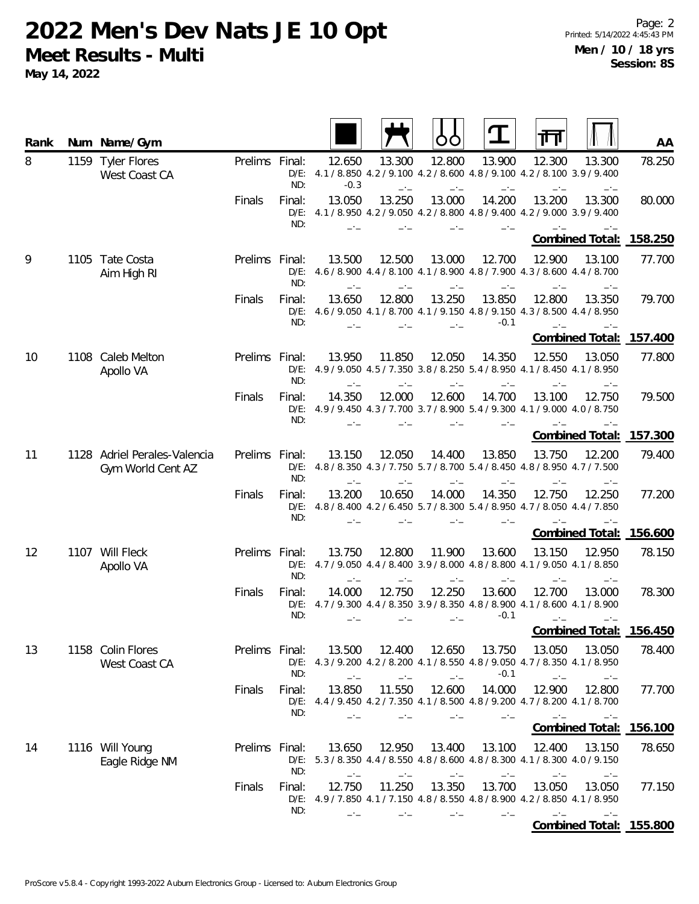# 2022 Men's Dev Nats JE 10 Opt

**Meet Results - Multi**

**May 14, 2022**

Printed: 5/14/2022 4:45:43 PM

**Men / 10 / 18 yrs**
**Session: 8S**

| Rank | Num | Name/Gym | | | Floor | Pommel Horse | Rings | Vault | Parallel Bars | High Bar | AA |
|---|---|---|---|---|---|---|---|---|---|---|---|
| 8 | 1159 | Tyler Flores, West Coast CA | Prelims | Final: | 12.650 | 13.300 | 12.800 | 13.900 | 12.300 | 13.300 | 78.250 |
| | | | | D/E: | 4.1 / 8.850 | 4.2 / 9.100 | 4.2 / 8.600 | 4.8 / 9.100 | 4.2 / 8.100 | 3.9 / 9.400 | |
| | | | | ND: | -0.3 | _._ | _._ | _._ | _._ | _._ | |
| | | | Finals | Final: | 13.050 | 13.250 | 13.000 | 14.200 | 13.200 | 13.300 | 80.000 |
| | | | | D/E: | 4.1 / 8.950 | 4.2 / 9.050 | 4.2 / 8.800 | 4.8 / 9.400 | 4.2 / 9.000 | 3.9 / 9.400 | |
| | | | | ND: | _._ | _._ | _._ | _._ | _._ | _._ | |
| | | | | | | | | | | Combined Total: | 158.250 |
| 9 | 1105 | Tate Costa, Aim High RI | Prelims | Final: | 13.500 | 12.500 | 13.000 | 12.700 | 12.900 | 13.100 | 77.700 |
| | | | | D/E: | 4.6 / 8.900 | 4.4 / 8.100 | 4.1 / 8.900 | 4.8 / 7.900 | 4.3 / 8.600 | 4.4 / 8.700 | |
| | | | | ND: | _._ | _._ | _._ | _._ | _._ | _._ | |
| | | | Finals | Final: | 13.650 | 12.800 | 13.250 | 13.850 | 12.800 | 13.350 | 79.700 |
| | | | | D/E: | 4.6 / 9.050 | 4.1 / 8.700 | 4.1 / 9.150 | 4.8 / 9.150 | 4.3 / 8.500 | 4.4 / 8.950 | |
| | | | | ND: | _._ | _._ | _._ | -0.1 | _._ | _._ | |
| | | | | | | | | | | Combined Total: | 157.400 |
| 10 | 1108 | Caleb Melton, Apollo VA | Prelims | Final: | 13.950 | 11.850 | 12.050 | 14.350 | 12.550 | 13.050 | 77.800 |
| | | | | D/E: | 4.9 / 9.050 | 4.5 / 7.350 | 3.8 / 8.250 | 5.4 / 8.950 | 4.1 / 8.450 | 4.1 / 8.950 | |
| | | | | ND: | _._ | _._ | _._ | _._ | _._ | _._ | |
| | | | Finals | Final: | 14.350 | 12.000 | 12.600 | 14.700 | 13.100 | 12.750 | 79.500 |
| | | | | D/E: | 4.9 / 9.450 | 4.3 / 7.700 | 3.7 / 8.900 | 5.4 / 9.300 | 4.1 / 9.000 | 4.0 / 8.750 | |
| | | | | ND: | _._ | _._ | _._ | _._ | _._ | _._ | |
| | | | | | | | | | | Combined Total: | 157.300 |
| 11 | 1128 | Adriel Perales-Valencia, Gym World Cent AZ | Prelims | Final: | 13.150 | 12.050 | 14.400 | 13.850 | 13.750 | 12.200 | 79.400 |
| | | | | D/E: | 4.8 / 8.350 | 4.3 / 7.750 | 5.7 / 8.700 | 5.4 / 8.450 | 4.8 / 8.950 | 4.7 / 7.500 | |
| | | | | ND: | _._ | _._ | _._ | _._ | _._ | _._ | |
| | | | Finals | Final: | 13.200 | 10.650 | 14.000 | 14.350 | 12.750 | 12.250 | 77.200 |
| | | | | D/E: | 4.8 / 8.400 | 4.2 / 6.450 | 5.7 / 8.300 | 5.4 / 8.950 | 4.7 / 8.050 | 4.4 / 7.850 | |
| | | | | ND: | _._ | _._ | _._ | _._ | _._ | _._ | |
| | | | | | | | | | | Combined Total: | 156.600 |
| 12 | 1107 | Will Fleck, Apollo VA | Prelims | Final: | 13.750 | 12.800 | 11.900 | 13.600 | 13.150 | 12.950 | 78.150 |
| | | | | D/E: | 4.7 / 9.050 | 4.4 / 8.400 | 3.9 / 8.000 | 4.8 / 8.800 | 4.1 / 9.050 | 4.1 / 8.850 | |
| | | | | ND: | _._ | _._ | _._ | _._ | _._ | _._ | |
| | | | Finals | Final: | 14.000 | 12.750 | 12.250 | 13.600 | 12.700 | 13.000 | 78.300 |
| | | | | D/E: | 4.7 / 9.300 | 4.4 / 8.350 | 3.9 / 8.350 | 4.8 / 8.900 | 4.1 / 8.600 | 4.1 / 8.900 | |
| | | | | ND: | _._ | _._ | _._ | -0.1 | _._ | _._ | |
| | | | | | | | | | | Combined Total: | 156.450 |
| 13 | 1158 | Colin Flores, West Coast CA | Prelims | Final: | 13.500 | 12.400 | 12.650 | 13.750 | 13.050 | 13.050 | 78.400 |
| | | | | D/E: | 4.3 / 9.200 | 4.2 / 8.200 | 4.1 / 8.550 | 4.8 / 9.050 | 4.7 / 8.350 | 4.1 / 8.950 | |
| | | | | ND: | _._ | _._ | _._ | -0.1 | _._ | _._ | |
| | | | Finals | Final: | 13.850 | 11.550 | 12.600 | 14.000 | 12.900 | 12.800 | 77.700 |
| | | | | D/E: | 4.4 / 9.450 | 4.2 / 7.350 | 4.1 / 8.500 | 4.8 / 9.200 | 4.7 / 8.200 | 4.1 / 8.700 | |
| | | | | ND: | _._ | _._ | _._ | _._ | _._ | _._ | |
| | | | | | | | | | | Combined Total: | 156.100 |
| 14 | 1116 | Will Young, Eagle Ridge NM | Prelims | Final: | 13.650 | 12.950 | 13.400 | 13.100 | 12.400 | 13.150 | 78.650 |
| | | | | D/E: | 5.3 / 8.350 | 4.4 / 8.550 | 4.8 / 8.600 | 4.8 / 8.300 | 4.1 / 8.300 | 4.0 / 9.150 | |
| | | | | ND: | _._ | _._ | _._ | _._ | _._ | _._ | |
| | | | Finals | Final: | 12.750 | 11.250 | 13.350 | 13.700 | 13.050 | 13.050 | 77.150 |
| | | | | D/E: | 4.9 / 7.850 | 4.1 / 7.150 | 4.8 / 8.550 | 4.8 / 8.900 | 4.2 / 8.850 | 4.1 / 8.950 | |
| | | | | ND: | _._ | _._ | _._ | _._ | _._ | _._ | |
| | | | | | | | | | | Combined Total: | 155.800 |

ProScore v5.8.4 - Copyright 1993-2022 Auburn Electronics Group - Licensed to: Auburn Electronics Group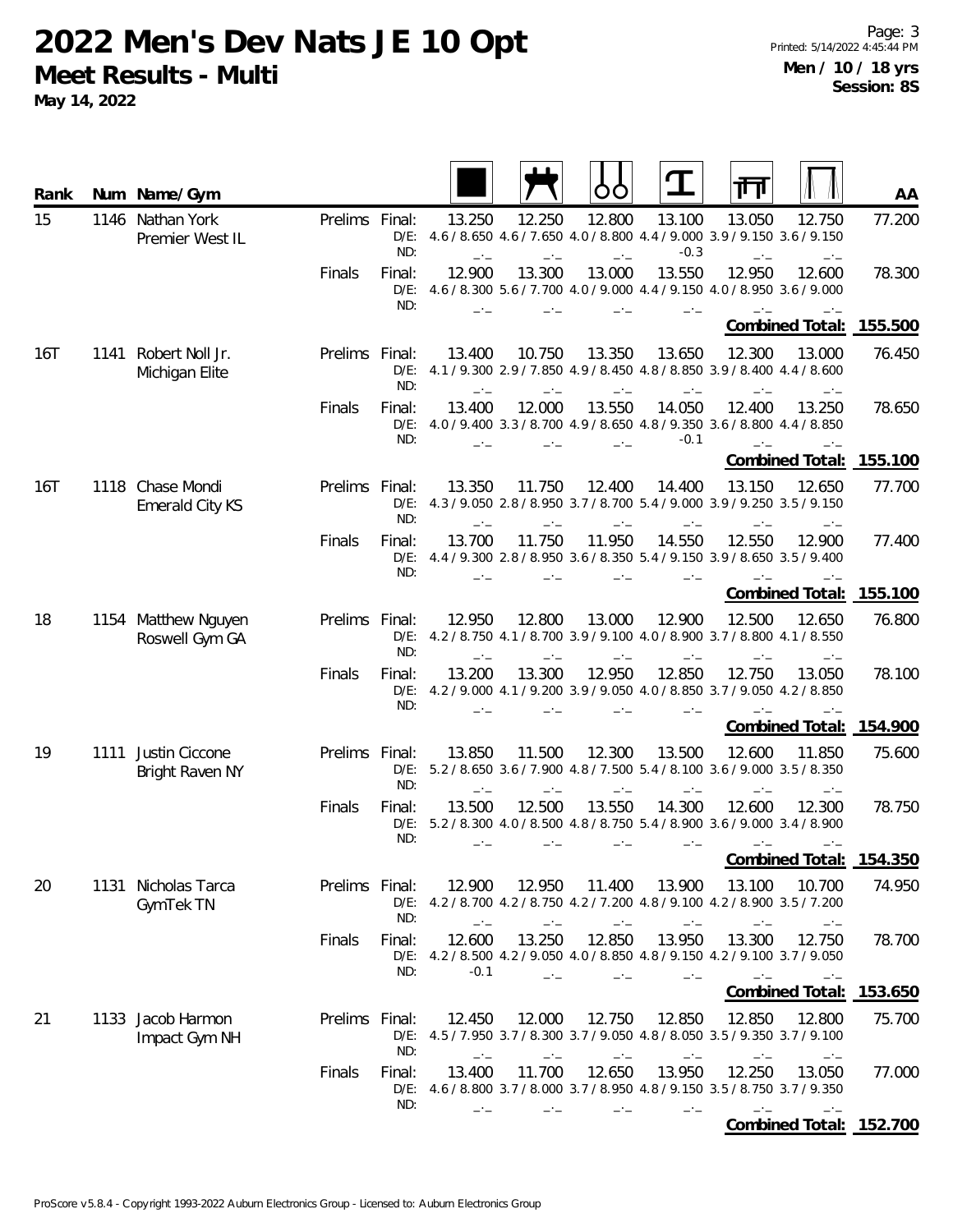# 2022 Men's Dev Nats JE 10 Opt

## Meet Results - Multi

**May 14, 2022**

**Men / 10 / 18 yrs**
**Session: 8S**

| Rank | Num | Name/Gym | Round | | Floor | Pommel Horse | Rings | Vault | Parallel Bars | High Bar | AA |
|---|---|---|---|---|---|---|---|---|---|---|---|
| 15 | 1146 | Nathan York<br>Premier West IL | Prelims | Final: | 13.250 | 12.250 | 12.800 | 13.100 | 13.050 | 12.750 | 77.200 |
| | | | | D/E: | 4.6 / 8.650 | 4.6 / 7.650 | 4.0 / 8.800 | 4.4 / 9.000 | 3.9 / 9.150 | 3.6 / 9.150 | |
| | | | | ND: | _._ | _._ | _._ | -0.3 | _._ | _._ | |
| | | | Finals | Final: | 12.900 | 13.300 | 13.000 | 13.550 | 12.950 | 12.600 | 78.300 |
| | | | | D/E: | 4.6 / 8.300 | 5.6 / 7.700 | 4.0 / 9.000 | 4.4 / 9.150 | 4.0 / 8.950 | 3.6 / 9.000 | |
| | | | | ND: | _._ | _._ | _._ | _._ | _._ | _._ | |
| | | | | | | | | | | **Combined Total:** | **155.500** |
| 16T | 1141 | Robert Noll Jr.<br>Michigan Elite | Prelims | Final: | 13.400 | 10.750 | 13.350 | 13.650 | 12.300 | 13.000 | 76.450 |
| | | | | D/E: | 4.1 / 9.300 | 2.9 / 7.850 | 4.9 / 8.450 | 4.8 / 8.850 | 3.9 / 8.400 | 4.4 / 8.600 | |
| | | | | ND: | _._ | _._ | _._ | _._ | _._ | _._ | |
| | | | Finals | Final: | 13.400 | 12.000 | 13.550 | 14.050 | 12.400 | 13.250 | 78.650 |
| | | | | D/E: | 4.0 / 9.400 | 3.3 / 8.700 | 4.9 / 8.650 | 4.8 / 9.350 | 3.6 / 8.800 | 4.4 / 8.850 | |
| | | | | ND: | _._ | _._ | _._ | -0.1 | _._ | _._ | |
| | | | | | | | | | | **Combined Total:** | **155.100** |
| 16T | 1118 | Chase Mondi<br>Emerald City KS | Prelims | Final: | 13.350 | 11.750 | 12.400 | 14.400 | 13.150 | 12.650 | 77.700 |
| | | | | D/E: | 4.3 / 9.050 | 2.8 / 8.950 | 3.7 / 8.700 | 5.4 / 9.000 | 3.9 / 9.250 | 3.5 / 9.150 | |
| | | | | ND: | _._ | _._ | _._ | _._ | _._ | _._ | |
| | | | Finals | Final: | 13.700 | 11.750 | 11.950 | 14.550 | 12.550 | 12.900 | 77.400 |
| | | | | D/E: | 4.4 / 9.300 | 2.8 / 8.950 | 3.6 / 8.350 | 5.4 / 9.150 | 3.9 / 8.650 | 3.5 / 9.400 | |
| | | | | ND: | _._ | _._ | _._ | _._ | _._ | _._ | |
| | | | | | | | | | | **Combined Total:** | **155.100** |
| 18 | 1154 | Matthew Nguyen<br>Roswell Gym GA | Prelims | Final: | 12.950 | 12.800 | 13.000 | 12.900 | 12.500 | 12.650 | 76.800 |
| | | | | D/E: | 4.2 / 8.750 | 4.1 / 8.700 | 3.9 / 9.100 | 4.0 / 8.900 | 3.7 / 8.800 | 4.1 / 8.550 | |
| | | | | ND: | _._ | _._ | _._ | _._ | _._ | _._ | |
| | | | Finals | Final: | 13.200 | 13.300 | 12.950 | 12.850 | 12.750 | 13.050 | 78.100 |
| | | | | D/E: | 4.2 / 9.000 | 4.1 / 9.200 | 3.9 / 9.050 | 4.0 / 8.850 | 3.7 / 9.050 | 4.2 / 8.850 | |
| | | | | ND: | _._ | _._ | _._ | _._ | _._ | _._ | |
| | | | | | | | | | | **Combined Total:** | **154.900** |
| 19 | 1111 | Justin Ciccone<br>Bright Raven NY | Prelims | Final: | 13.850 | 11.500 | 12.300 | 13.500 | 12.600 | 11.850 | 75.600 |
| | | | | D/E: | 5.2 / 8.650 | 3.6 / 7.900 | 4.8 / 7.500 | 5.4 / 8.100 | 3.6 / 9.000 | 3.5 / 8.350 | |
| | | | | ND: | _._ | _._ | _._ | _._ | _._ | _._ | |
| | | | Finals | Final: | 13.500 | 12.500 | 13.550 | 14.300 | 12.600 | 12.300 | 78.750 |
| | | | | D/E: | 5.2 / 8.300 | 4.0 / 8.500 | 4.8 / 8.750 | 5.4 / 8.900 | 3.6 / 9.000 | 3.4 / 8.900 | |
| | | | | ND: | _._ | _._ | _._ | _._ | _._ | _._ | |
| | | | | | | | | | | **Combined Total:** | **154.350** |
| 20 | 1131 | Nicholas Tarca<br>GymTek TN | Prelims | Final: | 12.900 | 12.950 | 11.400 | 13.900 | 13.100 | 10.700 | 74.950 |
| | | | | D/E: | 4.2 / 8.700 | 4.2 / 8.750 | 4.2 / 7.200 | 4.8 / 9.100 | 4.2 / 8.900 | 3.5 / 7.200 | |
| | | | | ND: | _._ | _._ | _._ | _._ | _._ | _._ | |
| | | | Finals | Final: | 12.600 | 13.250 | 12.850 | 13.950 | 13.300 | 12.750 | 78.700 |
| | | | | D/E: | 4.2 / 8.500 | 4.2 / 9.050 | 4.0 / 8.850 | 4.8 / 9.150 | 4.2 / 9.100 | 3.7 / 9.050 | |
| | | | | ND: | -0.1 | _._ | _._ | _._ | _._ | _._ | |
| | | | | | | | | | | **Combined Total:** | **153.650** |
| 21 | 1133 | Jacob Harmon<br>Impact Gym NH | Prelims | Final: | 12.450 | 12.000 | 12.750 | 12.850 | 12.850 | 12.800 | 75.700 |
| | | | | D/E: | 4.5 / 7.950 | 3.7 / 8.300 | 3.7 / 9.050 | 4.8 / 8.050 | 3.5 / 9.350 | 3.7 / 9.100 | |
| | | | | ND: | _._ | _._ | _._ | _._ | _._ | _._ | |
| | | | Finals | Final: | 13.400 | 11.700 | 12.650 | 13.950 | 12.250 | 13.050 | 77.000 |
| | | | | D/E: | 4.6 / 8.800 | 3.7 / 8.000 | 3.7 / 8.950 | 4.8 / 9.150 | 3.5 / 8.750 | 3.7 / 9.350 | |
| | | | | ND: | _._ | _._ | _._ | _._ | _._ | _._ | |
| | | | | | | | | | | **Combined Total:** | **152.700** |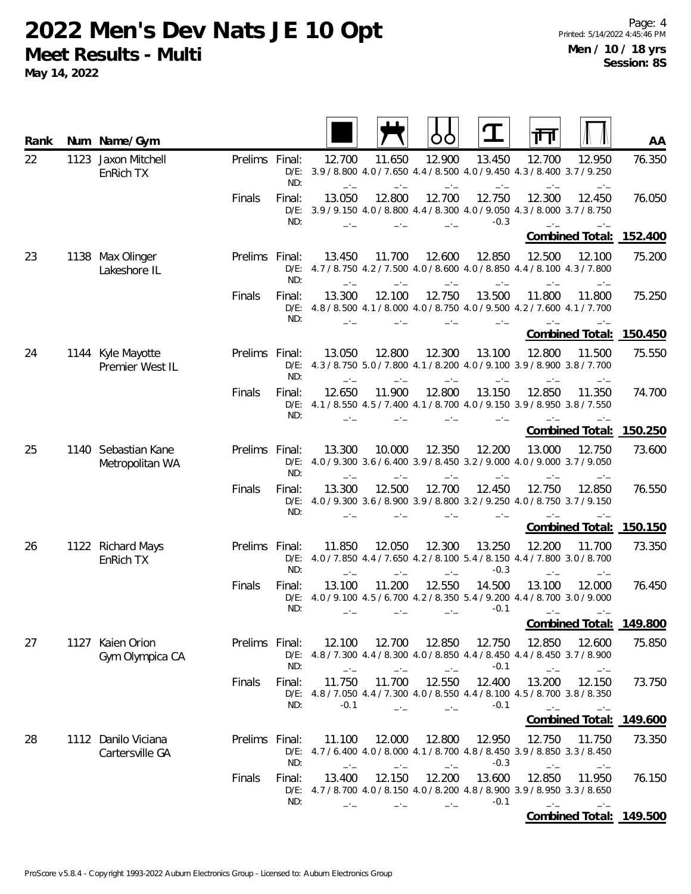# 2022 Men's Dev Nats JE 10 Opt

**Meet Results - Multi**

**May 14, 2022**

**Men / 10 / 18 yrs**
**Session: 8S**

| Rank | Num | Name/Gym | Round | | Floor | Pommel Horse | Rings | Vault | Parallel Bars | High Bar | AA |
|---|---|---|---|---|---|---|---|---|---|---|---|
| 22 | 1123 | Jaxon Mitchell EnRich TX | Prelims | Final: | 12.700 | 11.650 | 12.900 | 13.450 | 12.700 | 12.950 | 76.350 |
| | | | | D/E: | 3.9 / 8.800 | 4.0 / 7.650 | 4.4 / 8.500 | 4.0 / 9.450 | 4.3 / 8.400 | 3.7 / 9.250 | |
| | | | | ND: | _._ | _._ | _._ | _._ | _._ | _._ | |
| | | | Finals | Final: | 13.050 | 12.800 | 12.700 | 12.750 | 12.300 | 12.450 | 76.050 |
| | | | | D/E: | 3.9 / 9.150 | 4.0 / 8.800 | 4.4 / 8.300 | 4.0 / 9.050 | 4.3 / 8.000 | 3.7 / 8.750 | |
| | | | | ND: | _._ | _._ | _._ | -0.3 | _._ | _._ | |
| | | | | | | | | | | Combined Total: | 152.400 |
| 23 | 1138 | Max Olinger Lakeshore IL | Prelims | Final: | 13.450 | 11.700 | 12.600 | 12.850 | 12.500 | 12.100 | 75.200 |
| | | | | D/E: | 4.7 / 8.750 | 4.2 / 7.500 | 4.0 / 8.600 | 4.0 / 8.850 | 4.4 / 8.100 | 4.3 / 7.800 | |
| | | | | ND: | _._ | _._ | _._ | _._ | _._ | _._ | |
| | | | Finals | Final: | 13.300 | 12.100 | 12.750 | 13.500 | 11.800 | 11.800 | 75.250 |
| | | | | D/E: | 4.8 / 8.500 | 4.1 / 8.000 | 4.0 / 8.750 | 4.0 / 9.500 | 4.2 / 7.600 | 4.1 / 7.700 | |
| | | | | ND: | _._ | _._ | _._ | _._ | _._ | _._ | |
| | | | | | | | | | | Combined Total: | 150.450 |
| 24 | 1144 | Kyle Mayotte Premier West IL | Prelims | Final: | 13.050 | 12.800 | 12.300 | 13.100 | 12.800 | 11.500 | 75.550 |
| | | | | D/E: | 4.3 / 8.750 | 5.0 / 7.800 | 4.1 / 8.200 | 4.0 / 9.100 | 3.9 / 8.900 | 3.8 / 7.700 | |
| | | | | ND: | _._ | _._ | _._ | _._ | _._ | _._ | |
| | | | Finals | Final: | 12.650 | 11.900 | 12.800 | 13.150 | 12.850 | 11.350 | 74.700 |
| | | | | D/E: | 4.1 / 8.550 | 4.5 / 7.400 | 4.1 / 8.700 | 4.0 / 9.150 | 3.9 / 8.950 | 3.8 / 7.550 | |
| | | | | ND: | _._ | _._ | _._ | _._ | _._ | _._ | |
| | | | | | | | | | | Combined Total: | 150.250 |
| 25 | 1140 | Sebastian Kane Metropolitan WA | Prelims | Final: | 13.300 | 10.000 | 12.350 | 12.200 | 13.000 | 12.750 | 73.600 |
| | | | | D/E: | 4.0 / 9.300 | 3.6 / 6.400 | 3.9 / 8.450 | 3.2 / 9.000 | 4.0 / 9.000 | 3.7 / 9.050 | |
| | | | | ND: | _._ | _._ | _._ | _._ | _._ | _._ | |
| | | | Finals | Final: | 13.300 | 12.500 | 12.700 | 12.450 | 12.750 | 12.850 | 76.550 |
| | | | | D/E: | 4.0 / 9.300 | 3.6 / 8.900 | 3.9 / 8.800 | 3.2 / 9.250 | 4.0 / 8.750 | 3.7 / 9.150 | |
| | | | | ND: | _._ | _._ | _._ | _._ | _._ | _._ | |
| | | | | | | | | | | Combined Total: | 150.150 |
| 26 | 1122 | Richard Mays EnRich TX | Prelims | Final: | 11.850 | 12.050 | 12.300 | 13.250 | 12.200 | 11.700 | 73.350 |
| | | | | D/E: | 4.0 / 7.850 | 4.4 / 7.650 | 4.2 / 8.100 | 5.4 / 8.150 | 4.4 / 7.800 | 3.0 / 8.700 | |
| | | | | ND: | _._ | _._ | _._ | -0.3 | _._ | _._ | |
| | | | Finals | Final: | 13.100 | 11.200 | 12.550 | 14.500 | 13.100 | 12.000 | 76.450 |
| | | | | D/E: | 4.0 / 9.100 | 4.5 / 6.700 | 4.2 / 8.350 | 5.4 / 9.200 | 4.4 / 8.700 | 3.0 / 9.000 | |
| | | | | ND: | _._ | _._ | _._ | -0.1 | _._ | _._ | |
| | | | | | | | | | | Combined Total: | 149.800 |
| 27 | 1127 | Kaien Orion Gym Olympica CA | Prelims | Final: | 12.100 | 12.700 | 12.850 | 12.750 | 12.850 | 12.600 | 75.850 |
| | | | | D/E: | 4.8 / 7.300 | 4.4 / 8.300 | 4.0 / 8.850 | 4.4 / 8.450 | 4.4 / 8.450 | 3.7 / 8.900 | |
| | | | | ND: | _._ | _._ | _._ | -0.1 | _._ | _._ | |
| | | | Finals | Final: | 11.750 | 11.700 | 12.550 | 12.400 | 13.200 | 12.150 | 73.750 |
| | | | | D/E: | 4.8 / 7.050 | 4.4 / 7.300 | 4.0 / 8.550 | 4.4 / 8.100 | 4.5 / 8.700 | 3.8 / 8.350 | |
| | | | | ND: | -0.1 | _._ | _._ | -0.1 | _._ | _._ | |
| | | | | | | | | | | Combined Total: | 149.600 |
| 28 | 1112 | Danilo Viciana Cartersville GA | Prelims | Final: | 11.100 | 12.000 | 12.800 | 12.950 | 12.750 | 11.750 | 73.350 |
| | | | | D/E: | 4.7 / 6.400 | 4.0 / 8.000 | 4.1 / 8.700 | 4.8 / 8.450 | 3.9 / 8.850 | 3.3 / 8.450 | |
| | | | | ND: | _._ | _._ | _._ | -0.3 | _._ | _._ | |
| | | | Finals | Final: | 13.400 | 12.150 | 12.200 | 13.600 | 12.850 | 11.950 | 76.150 |
| | | | | D/E: | 4.7 / 8.700 | 4.0 / 8.150 | 4.0 / 8.200 | 4.8 / 8.900 | 3.9 / 8.950 | 3.3 / 8.650 | |
| | | | | ND: | _._ | _._ | _._ | -0.1 | _._ | _._ | |
| | | | | | | | | | | Combined Total: | 149.500 |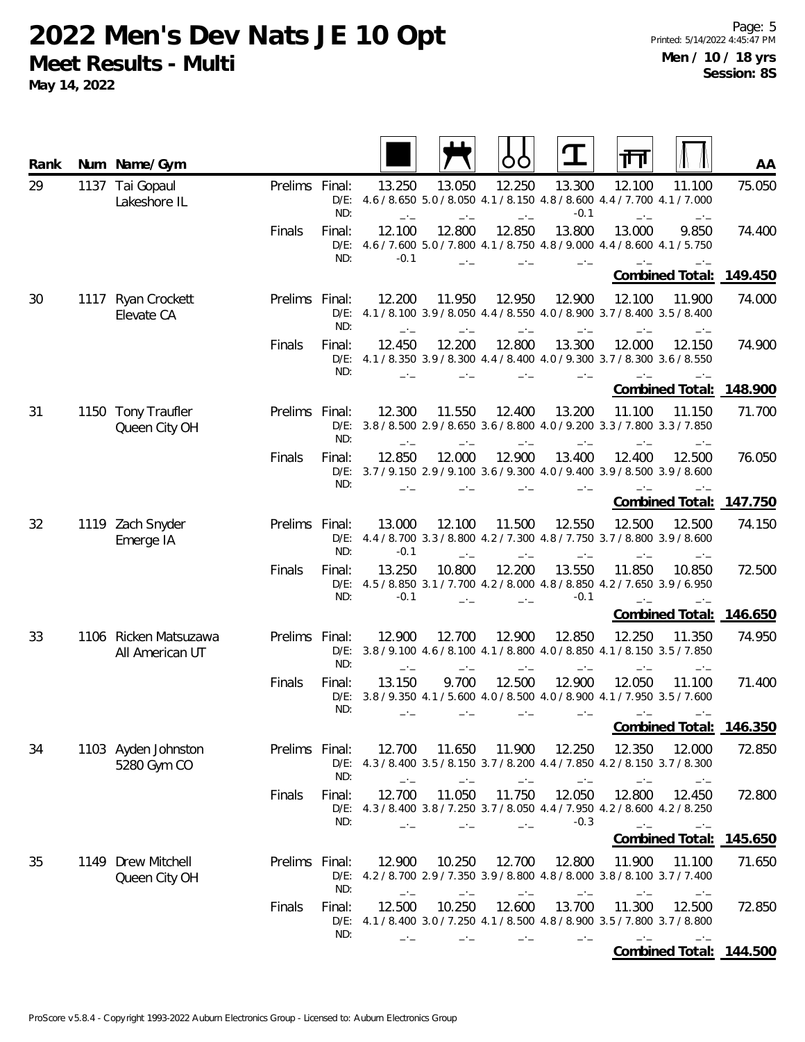# 2022 Men's Dev Nats JE 10 Opt

**Meet Results - Multi**

**May 14, 2022**

Printed: 5/14/2022 4:45:47 PM

**Men / 10 / 18 yrs**
**Session: 8S**

| Rank | Num | Name/Gym | Round | | Floor | Pommel Horse | Rings | Vault | Parallel Bars | High Bar | AA |
|---|---|---|---|---|---|---|---|---|---|---|---|
| 29 | 1137 | Tai Gopaul<br>Lakeshore IL | Prelims | Final: | 13.250 | 13.050 | 12.250 | 13.300 | 12.100 | 11.100 | 75.050 |
| | | | | D/E: | 4.6 / 8.650 | 5.0 / 8.050 | 4.1 / 8.150 | 4.8 / 8.600 | 4.4 / 7.700 | 4.1 / 7.000 | |
| | | | | ND: | _._ | _._ | _._ | -0.1 | _._ | _._ | |
| | | | Finals | Final: | 12.100 | 12.800 | 12.850 | 13.800 | 13.000 | 9.850 | 74.400 |
| | | | | D/E: | 4.6 / 7.600 | 5.0 / 7.800 | 4.1 / 8.750 | 4.8 / 9.000 | 4.4 / 8.600 | 4.1 / 5.750 | |
| | | | | ND: | -0.1 | _._ | _._ | _._ | _._ | _._ | |
| | | | | | | | | | | Combined Total: | **149.450** |
| 30 | 1117 | Ryan Crockett<br>Elevate CA | Prelims | Final: | 12.200 | 11.950 | 12.950 | 12.900 | 12.100 | 11.900 | 74.000 |
| | | | | D/E: | 4.1 / 8.100 | 3.9 / 8.050 | 4.4 / 8.550 | 4.0 / 8.900 | 3.7 / 8.400 | 3.5 / 8.400 | |
| | | | | ND: | _._ | _._ | _._ | _._ | _._ | _._ | |
| | | | Finals | Final: | 12.450 | 12.200 | 12.800 | 13.300 | 12.000 | 12.150 | 74.900 |
| | | | | D/E: | 4.1 / 8.350 | 3.9 / 8.300 | 4.4 / 8.400 | 4.0 / 9.300 | 3.7 / 8.300 | 3.6 / 8.550 | |
| | | | | ND: | _._ | _._ | _._ | _._ | _._ | _._ | |
| | | | | | | | | | | Combined Total: | **148.900** |
| 31 | 1150 | Tony Traufler<br>Queen City OH | Prelims | Final: | 12.300 | 11.550 | 12.400 | 13.200 | 11.100 | 11.150 | 71.700 |
| | | | | D/E: | 3.8 / 8.500 | 2.9 / 8.650 | 3.6 / 8.800 | 4.0 / 9.200 | 3.3 / 7.800 | 3.3 / 7.850 | |
| | | | | ND: | _._ | _._ | _._ | _._ | _._ | _._ | |
| | | | Finals | Final: | 12.850 | 12.000 | 12.900 | 13.400 | 12.400 | 12.500 | 76.050 |
| | | | | D/E: | 3.7 / 9.150 | 2.9 / 9.100 | 3.6 / 9.300 | 4.0 / 9.400 | 3.9 / 8.500 | 3.9 / 8.600 | |
| | | | | ND: | _._ | _._ | _._ | _._ | _._ | _._ | |
| | | | | | | | | | | Combined Total: | **147.750** |
| 32 | 1119 | Zach Snyder<br>Emerge IA | Prelims | Final: | 13.000 | 12.100 | 11.500 | 12.550 | 12.500 | 12.500 | 74.150 |
| | | | | D/E: | 4.4 / 8.700 | 3.3 / 8.800 | 4.2 / 7.300 | 4.8 / 7.750 | 3.7 / 8.800 | 3.9 / 8.600 | |
| | | | | ND: | -0.1 | _._ | _._ | _._ | _._ | _._ | |
| | | | Finals | Final: | 13.250 | 10.800 | 12.200 | 13.550 | 11.850 | 10.850 | 72.500 |
| | | | | D/E: | 4.5 / 8.850 | 3.1 / 7.700 | 4.2 / 8.000 | 4.8 / 8.850 | 4.2 / 7.650 | 3.9 / 6.950 | |
| | | | | ND: | -0.1 | _._ | _._ | -0.1 | _._ | _._ | |
| | | | | | | | | | | Combined Total: | **146.650** |
| 33 | 1106 | Ricken Matsuzawa<br>All American UT | Prelims | Final: | 12.900 | 12.700 | 12.900 | 12.850 | 12.250 | 11.350 | 74.950 |
| | | | | D/E: | 3.8 / 9.100 | 4.6 / 8.100 | 4.1 / 8.800 | 4.0 / 8.850 | 4.1 / 8.150 | 3.5 / 7.850 | |
| | | | | ND: | _._ | _._ | _._ | _._ | _._ | _._ | |
| | | | Finals | Final: | 13.150 | 9.700 | 12.500 | 12.900 | 12.050 | 11.100 | 71.400 |
| | | | | D/E: | 3.8 / 9.350 | 4.1 / 5.600 | 4.0 / 8.500 | 4.0 / 8.900 | 4.1 / 7.950 | 3.5 / 7.600 | |
| | | | | ND: | _._ | _._ | _._ | _._ | _._ | _._ | |
| | | | | | | | | | | Combined Total: | **146.350** |
| 34 | 1103 | Ayden Johnston<br>5280 Gym CO | Prelims | Final: | 12.700 | 11.650 | 11.900 | 12.250 | 12.350 | 12.000 | 72.850 |
| | | | | D/E: | 4.3 / 8.400 | 3.5 / 8.150 | 3.7 / 8.200 | 4.4 / 7.850 | 4.2 / 8.150 | 3.7 / 8.300 | |
| | | | | ND: | _._ | _._ | _._ | _._ | _._ | _._ | |
| | | | Finals | Final: | 12.700 | 11.050 | 11.750 | 12.050 | 12.800 | 12.450 | 72.800 |
| | | | | D/E: | 4.3 / 8.400 | 3.8 / 7.250 | 3.7 / 8.050 | 4.4 / 7.950 | 4.2 / 8.600 | 4.2 / 8.250 | |
| | | | | ND: | _._ | _._ | _._ | -0.3 | _._ | _._ | |
| | | | | | | | | | | Combined Total: | **145.650** |
| 35 | 1149 | Drew Mitchell<br>Queen City OH | Prelims | Final: | 12.900 | 10.250 | 12.700 | 12.800 | 11.900 | 11.100 | 71.650 |
| | | | | D/E: | 4.2 / 8.700 | 2.9 / 7.350 | 3.9 / 8.800 | 4.8 / 8.000 | 3.8 / 8.100 | 3.7 / 7.400 | |
| | | | | ND: | _._ | _._ | _._ | _._ | _._ | _._ | |
| | | | Finals | Final: | 12.500 | 10.250 | 12.600 | 13.700 | 11.300 | 12.500 | 72.850 |
| | | | | D/E: | 4.1 / 8.400 | 3.0 / 7.250 | 4.1 / 8.500 | 4.8 / 8.900 | 3.5 / 7.800 | 3.7 / 8.800 | |
| | | | | ND: | _._ | _._ | _._ | _._ | _._ | _._ | |
| | | | | | | | | | | Combined Total: | **144.500** |

ProScore v5.8.4 - Copyright 1993-2022 Auburn Electronics Group - Licensed to: Auburn Electronics Group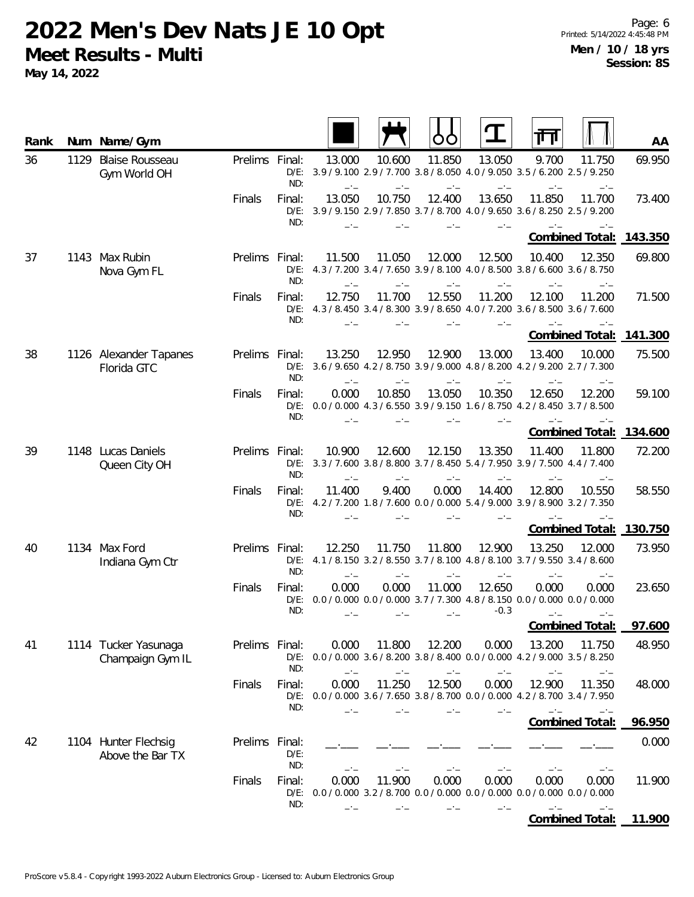# 2022 Men's Dev Nats JE 10 Opt

**Meet Results - Multi**

**May 14, 2022**

**Men / 10 / 18 yrs**
**Session: 8S**

| Rank | Num | Name/Gym | | | Floor | Pommel Horse | Rings | Vault | Parallel Bars | High Bar | AA |
|---|---|---|---|---|---|---|---|---|---|---|---|
| 36 | 1129 | Blaise Rousseau, Gym World OH | Prelims | Final: | 13.000 | 10.600 | 11.850 | 13.050 | 9.700 | 11.750 | 69.950 |
| | | | | D/E: | 3.9 / 9.100 | 2.9 / 7.700 | 3.8 / 8.050 | 4.0 / 9.050 | 3.5 / 6.200 | 2.5 / 9.250 | |
| | | | | ND: | _._ | _._ | _._ | _._ | _._ | _._ | |
| | | | Finals | Final: | 13.050 | 10.750 | 12.400 | 13.650 | 11.850 | 11.700 | 73.400 |
| | | | | D/E: | 3.9 / 9.150 | 2.9 / 7.850 | 3.7 / 8.700 | 4.0 / 9.650 | 3.6 / 8.250 | 2.5 / 9.200 | |
| | | | | ND: | _._ | _._ | _._ | _._ | _._ | _._ | |
| | | | | | | | | | | Combined Total: | 143.350 |
| 37 | 1143 | Max Rubin, Nova Gym FL | Prelims | Final: | 11.500 | 11.050 | 12.000 | 12.500 | 10.400 | 12.350 | 69.800 |
| | | | | D/E: | 4.3 / 7.200 | 3.4 / 7.650 | 3.9 / 8.100 | 4.0 / 8.500 | 3.8 / 6.600 | 3.6 / 8.750 | |
| | | | | ND: | _._ | _._ | _._ | _._ | _._ | _._ | |
| | | | Finals | Final: | 12.750 | 11.700 | 12.550 | 11.200 | 12.100 | 11.200 | 71.500 |
| | | | | D/E: | 4.3 / 8.450 | 3.4 / 8.300 | 3.9 / 8.650 | 4.0 / 7.200 | 3.6 / 8.500 | 3.6 / 7.600 | |
| | | | | ND: | _._ | _._ | _._ | _._ | _._ | _._ | |
| | | | | | | | | | | Combined Total: | 141.300 |
| 38 | 1126 | Alexander Tapanes, Florida GTC | Prelims | Final: | 13.250 | 12.950 | 12.900 | 13.000 | 13.400 | 10.000 | 75.500 |
| | | | | D/E: | 3.6 / 9.650 | 4.2 / 8.750 | 3.9 / 9.000 | 4.8 / 8.200 | 4.2 / 9.200 | 2.7 / 7.300 | |
| | | | | ND: | _._ | _._ | _._ | _._ | _._ | _._ | |
| | | | Finals | Final: | 0.000 | 10.850 | 13.050 | 10.350 | 12.650 | 12.200 | 59.100 |
| | | | | D/E: | 0.0 / 0.000 | 4.3 / 6.550 | 3.9 / 9.150 | 1.6 / 8.750 | 4.2 / 8.450 | 3.7 / 8.500 | |
| | | | | ND: | _._ | _._ | _._ | _._ | _._ | _._ | |
| | | | | | | | | | | Combined Total: | 134.600 |
| 39 | 1148 | Lucas Daniels, Queen City OH | Prelims | Final: | 10.900 | 12.600 | 12.150 | 13.350 | 11.400 | 11.800 | 72.200 |
| | | | | D/E: | 3.3 / 7.600 | 3.8 / 8.800 | 3.7 / 8.450 | 5.4 / 7.950 | 3.9 / 7.500 | 4.4 / 7.400 | |
| | | | | ND: | _._ | _._ | _._ | _._ | _._ | _._ | |
| | | | Finals | Final: | 11.400 | 9.400 | 0.000 | 14.400 | 12.800 | 10.550 | 58.550 |
| | | | | D/E: | 4.2 / 7.200 | 1.8 / 7.600 | 0.0 / 0.000 | 5.4 / 9.000 | 3.9 / 8.900 | 3.2 / 7.350 | |
| | | | | ND: | _._ | _._ | _._ | _._ | _._ | _._ | |
| | | | | | | | | | | Combined Total: | 130.750 |
| 40 | 1134 | Max Ford, Indiana Gym Ctr | Prelims | Final: | 12.250 | 11.750 | 11.800 | 12.900 | 13.250 | 12.000 | 73.950 |
| | | | | D/E: | 4.1 / 8.150 | 3.2 / 8.550 | 3.7 / 8.100 | 4.8 / 8.100 | 3.7 / 9.550 | 3.4 / 8.600 | |
| | | | | ND: | _._ | _._ | _._ | _._ | _._ | _._ | |
| | | | Finals | Final: | 0.000 | 0.000 | 11.000 | 12.650 | 0.000 | 0.000 | 23.650 |
| | | | | D/E: | 0.0 / 0.000 | 0.0 / 0.000 | 3.7 / 7.300 | 4.8 / 8.150 | 0.0 / 0.000 | 0.0 / 0.000 | |
| | | | | ND: | _._ | _._ | _._ | -0.3 | _._ | _._ | |
| | | | | | | | | | | Combined Total: | 97.600 |
| 41 | 1114 | Tucker Yasunaga, Champaign Gym IL | Prelims | Final: | 0.000 | 11.800 | 12.200 | 0.000 | 13.200 | 11.750 | 48.950 |
| | | | | D/E: | 0.0 / 0.000 | 3.6 / 8.200 | 3.8 / 8.400 | 0.0 / 0.000 | 4.2 / 9.000 | 3.5 / 8.250 | |
| | | | | ND: | _._ | _._ | _._ | _._ | _._ | _._ | |
| | | | Finals | Final: | 0.000 | 11.250 | 12.500 | 0.000 | 12.900 | 11.350 | 48.000 |
| | | | | D/E: | 0.0 / 0.000 | 3.6 / 7.650 | 3.8 / 8.700 | 0.0 / 0.000 | 4.2 / 8.700 | 3.4 / 7.950 | |
| | | | | ND: | _._ | _._ | _._ | _._ | _._ | _._ | |
| | | | | | | | | | | Combined Total: | 96.950 |
| 42 | 1104 | Hunter Flechsig, Above the Bar TX | Prelims | Final: | __.___ | __.___ | __.___ | __.___ | __.___ | __.___ | 0.000 |
| | | | | D/E: | | | | | | | |
| | | | | ND: | _._ | _._ | _._ | _._ | _._ | _._ | |
| | | | Finals | Final: | 0.000 | 11.900 | 0.000 | 0.000 | 0.000 | 0.000 | 11.900 |
| | | | | D/E: | 0.0 / 0.000 | 3.2 / 8.700 | 0.0 / 0.000 | 0.0 / 0.000 | 0.0 / 0.000 | 0.0 / 0.000 | |
| | | | | ND: | _._ | _._ | _._ | _._ | _._ | _._ | |
| | | | | | | | | | | Combined Total: | 11.900 |

ProScore v5.8.4 - Copyright 1993-2022 Auburn Electronics Group - Licensed to: Auburn Electronics Group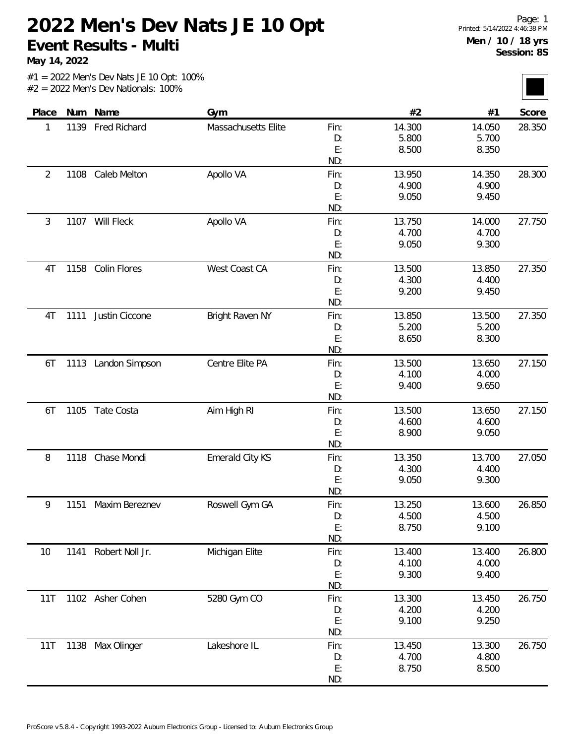# 2022 Men's Dev Nats JE 10 Opt

## Event Results - Multi

**May 14, 2022**

**Men / 10 / 18 yrs**
**Session: 8S**

#1 = 2022 Men's Dev Nats JE 10 Opt: 100%
#2 = 2022 Men's Dev Nationals: 100%

| Place | Num | Name | Gym | | #2 | #1 | Score |
|---|---|---|---|---|---|---|---|
| 1 | 1139 | Fred Richard | Massachusetts Elite | Fin: | 14.300 | 14.050 | 28.350 |
| | | | | D: | 5.800 | 5.700 | |
| | | | | E: | 8.500 | 8.350 | |
| | | | | ND: | | | |
| 2 | 1108 | Caleb Melton | Apollo VA | Fin: | 13.950 | 14.350 | 28.300 |
| | | | | D: | 4.900 | 4.900 | |
| | | | | E: | 9.050 | 9.450 | |
| | | | | ND: | | | |
| 3 | 1107 | Will Fleck | Apollo VA | Fin: | 13.750 | 14.000 | 27.750 |
| | | | | D: | 4.700 | 4.700 | |
| | | | | E: | 9.050 | 9.300 | |
| | | | | ND: | | | |
| 4T | 1158 | Colin Flores | West Coast CA | Fin: | 13.500 | 13.850 | 27.350 |
| | | | | D: | 4.300 | 4.400 | |
| | | | | E: | 9.200 | 9.450 | |
| | | | | ND: | | | |
| 4T | 1111 | Justin Ciccone | Bright Raven NY | Fin: | 13.850 | 13.500 | 27.350 |
| | | | | D: | 5.200 | 5.200 | |
| | | | | E: | 8.650 | 8.300 | |
| | | | | ND: | | | |
| 6T | 1113 | Landon Simpson | Centre Elite PA | Fin: | 13.500 | 13.650 | 27.150 |
| | | | | D: | 4.100 | 4.000 | |
| | | | | E: | 9.400 | 9.650 | |
| | | | | ND: | | | |
| 6T | 1105 | Tate Costa | Aim High RI | Fin: | 13.500 | 13.650 | 27.150 |
| | | | | D: | 4.600 | 4.600 | |
| | | | | E: | 8.900 | 9.050 | |
| | | | | ND: | | | |
| 8 | 1118 | Chase Mondi | Emerald City KS | Fin: | 13.350 | 13.700 | 27.050 |
| | | | | D: | 4.300 | 4.400 | |
| | | | | E: | 9.050 | 9.300 | |
| | | | | ND: | | | |
| 9 | 1151 | Maxim Bereznev | Roswell Gym GA | Fin: | 13.250 | 13.600 | 26.850 |
| | | | | D: | 4.500 | 4.500 | |
| | | | | E: | 8.750 | 9.100 | |
| | | | | ND: | | | |
| 10 | 1141 | Robert Noll Jr. | Michigan Elite | Fin: | 13.400 | 13.400 | 26.800 |
| | | | | D: | 4.100 | 4.000 | |
| | | | | E: | 9.300 | 9.400 | |
| | | | | ND: | | | |
| 11T | 1102 | Asher Cohen | 5280 Gym CO | Fin: | 13.300 | 13.450 | 26.750 |
| | | | | D: | 4.200 | 4.200 | |
| | | | | E: | 9.100 | 9.250 | |
| | | | | ND: | | | |
| 11T | 1138 | Max Olinger | Lakeshore IL | Fin: | 13.450 | 13.300 | 26.750 |
| | | | | D: | 4.700 | 4.800 | |
| | | | | E: | 8.750 | 8.500 | |
| | | | | ND: | | | |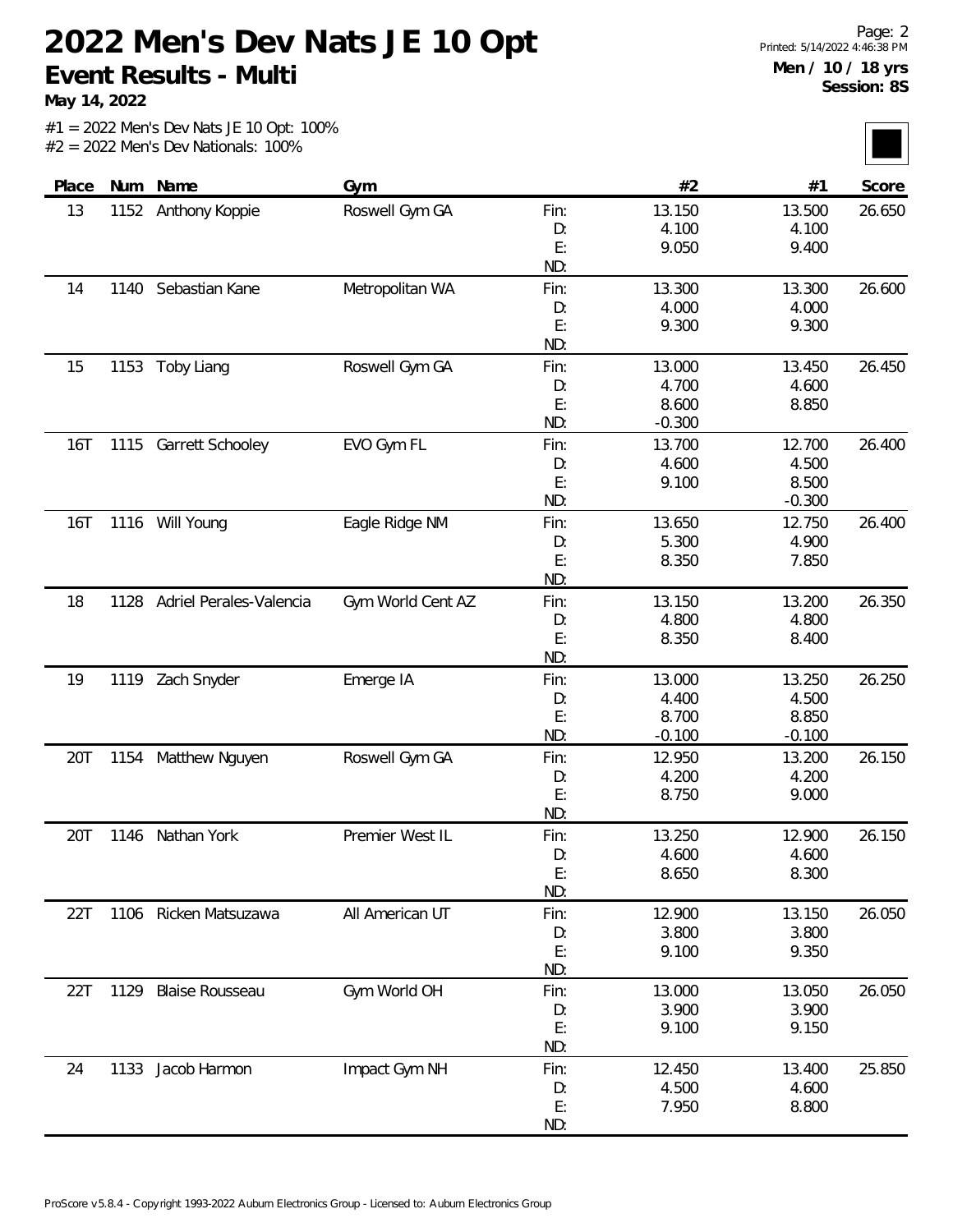# 2022 Men's Dev Nats JE 10 Opt

## Event Results - Multi

**May 14, 2022**

**Men / 10 / 18 yrs**
**Session: 8S**

#1 = 2022 Men's Dev Nats JE 10 Opt: 100%
#2 = 2022 Men's Dev Nationals: 100%

| Place | Num | Name | Gym | | #2 | #1 | Score |
|---|---|---|---|---|---|---|---|
| 13 | 1152 | Anthony Koppie | Roswell Gym GA | Fin: | 13.150 | 13.500 | 26.650 |
| | | | | D: | 4.100 | 4.100 | |
| | | | | E: | 9.050 | 9.400 | |
| | | | | ND: | | | |
| 14 | 1140 | Sebastian Kane | Metropolitan WA | Fin: | 13.300 | 13.300 | 26.600 |
| | | | | D: | 4.000 | 4.000 | |
| | | | | E: | 9.300 | 9.300 | |
| | | | | ND: | | | |
| 15 | 1153 | Toby Liang | Roswell Gym GA | Fin: | 13.000 | 13.450 | 26.450 |
| | | | | D: | 4.700 | 4.600 | |
| | | | | E: | 8.600 | 8.850 | |
| | | | | ND: | -0.300 | | |
| 16T | 1115 | Garrett Schooley | EVO Gym FL | Fin: | 13.700 | 12.700 | 26.400 |
| | | | | D: | 4.600 | 4.500 | |
| | | | | E: | 9.100 | 8.500 | |
| | | | | ND: | | -0.300 | |
| 16T | 1116 | Will Young | Eagle Ridge NM | Fin: | 13.650 | 12.750 | 26.400 |
| | | | | D: | 5.300 | 4.900 | |
| | | | | E: | 8.350 | 7.850 | |
| | | | | ND: | | | |
| 18 | 1128 | Adriel Perales-Valencia | Gym World Cent AZ | Fin: | 13.150 | 13.200 | 26.350 |
| | | | | D: | 4.800 | 4.800 | |
| | | | | E: | 8.350 | 8.400 | |
| | | | | ND: | | | |
| 19 | 1119 | Zach Snyder | Emerge IA | Fin: | 13.000 | 13.250 | 26.250 |
| | | | | D: | 4.400 | 4.500 | |
| | | | | E: | 8.700 | 8.850 | |
| | | | | ND: | -0.100 | -0.100 | |
| 20T | 1154 | Matthew Nguyen | Roswell Gym GA | Fin: | 12.950 | 13.200 | 26.150 |
| | | | | D: | 4.200 | 4.200 | |
| | | | | E: | 8.750 | 9.000 | |
| | | | | ND: | | | |
| 20T | 1146 | Nathan York | Premier West IL | Fin: | 13.250 | 12.900 | 26.150 |
| | | | | D: | 4.600 | 4.600 | |
| | | | | E: | 8.650 | 8.300 | |
| | | | | ND: | | | |
| 22T | 1106 | Ricken Matsuzawa | All American UT | Fin: | 12.900 | 13.150 | 26.050 |
| | | | | D: | 3.800 | 3.800 | |
| | | | | E: | 9.100 | 9.350 | |
| | | | | ND: | | | |
| 22T | 1129 | Blaise Rousseau | Gym World OH | Fin: | 13.000 | 13.050 | 26.050 |
| | | | | D: | 3.900 | 3.900 | |
| | | | | E: | 9.100 | 9.150 | |
| | | | | ND: | | | |
| 24 | 1133 | Jacob Harmon | Impact Gym NH | Fin: | 12.450 | 13.400 | 25.850 |
| | | | | D: | 4.500 | 4.600 | |
| | | | | E: | 7.950 | 8.800 | |
| | | | | ND: | | | |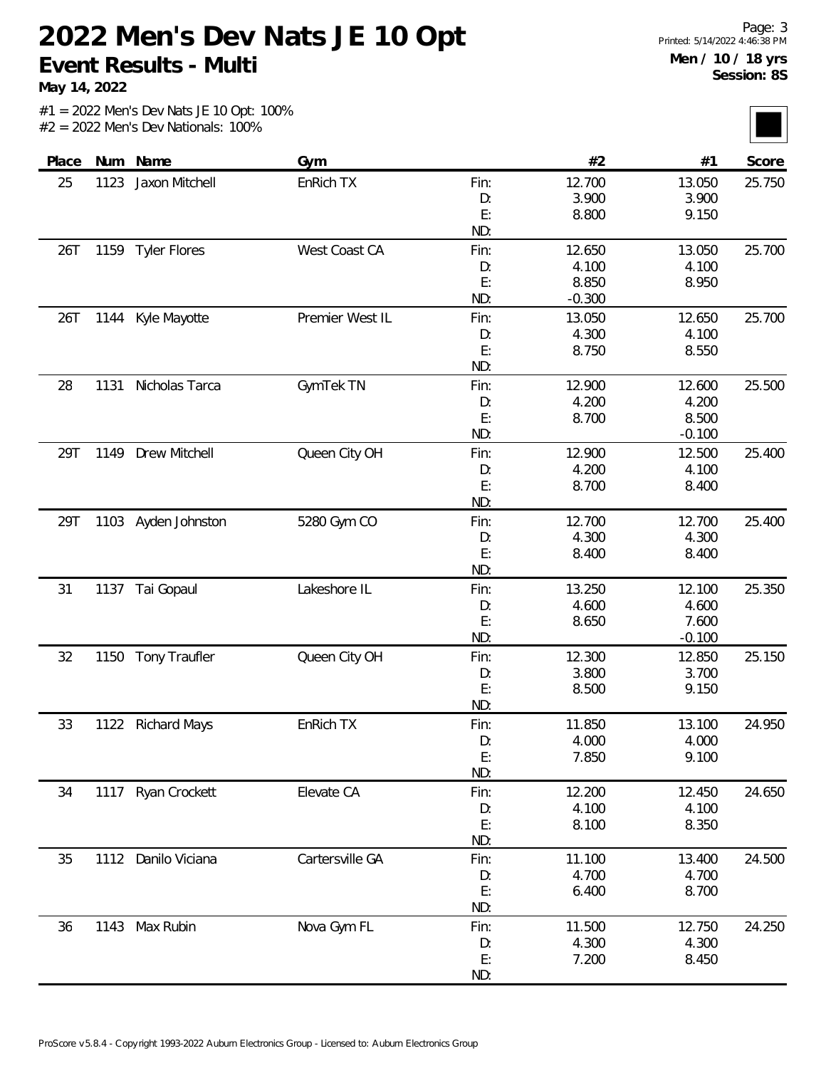# 2022 Men's Dev Nats JE 10 Opt

## Event Results - Multi

**May 14, 2022**

**Men / 10 / 18 yrs**
**Session: 8S**

#1 = 2022 Men's Dev Nats JE 10 Opt: 100%
#2 = 2022 Men's Dev Nationals: 100%

| Place | Num | Name | Gym | | #2 | #1 | Score |
|---|---|---|---|---|---|---|---|
| 25 | 1123 | Jaxon Mitchell | EnRich TX | Fin: | 12.700 | 13.050 | 25.750 |
| | | | | D: | 3.900 | 3.900 | |
| | | | | E: | 8.800 | 9.150 | |
| | | | | ND: | | | |
| 26T | 1159 | Tyler Flores | West Coast CA | Fin: | 12.650 | 13.050 | 25.700 |
| | | | | D: | 4.100 | 4.100 | |
| | | | | E: | 8.850 | 8.950 | |
| | | | | ND: | -0.300 | | |
| 26T | 1144 | Kyle Mayotte | Premier West IL | Fin: | 13.050 | 12.650 | 25.700 |
| | | | | D: | 4.300 | 4.100 | |
| | | | | E: | 8.750 | 8.550 | |
| | | | | ND: | | | |
| 28 | 1131 | Nicholas Tarca | GymTek TN | Fin: | 12.900 | 12.600 | 25.500 |
| | | | | D: | 4.200 | 4.200 | |
| | | | | E: | 8.700 | 8.500 | |
| | | | | ND: | | -0.100 | |
| 29T | 1149 | Drew Mitchell | Queen City OH | Fin: | 12.900 | 12.500 | 25.400 |
| | | | | D: | 4.200 | 4.100 | |
| | | | | E: | 8.700 | 8.400 | |
| | | | | ND: | | | |
| 29T | 1103 | Ayden Johnston | 5280 Gym CO | Fin: | 12.700 | 12.700 | 25.400 |
| | | | | D: | 4.300 | 4.300 | |
| | | | | E: | 8.400 | 8.400 | |
| | | | | ND: | | | |
| 31 | 1137 | Tai Gopaul | Lakeshore IL | Fin: | 13.250 | 12.100 | 25.350 |
| | | | | D: | 4.600 | 4.600 | |
| | | | | E: | 8.650 | 7.600 | |
| | | | | ND: | | -0.100 | |
| 32 | 1150 | Tony Traufler | Queen City OH | Fin: | 12.300 | 12.850 | 25.150 |
| | | | | D: | 3.800 | 3.700 | |
| | | | | E: | 8.500 | 9.150 | |
| | | | | ND: | | | |
| 33 | 1122 | Richard Mays | EnRich TX | Fin: | 11.850 | 13.100 | 24.950 |
| | | | | D: | 4.000 | 4.000 | |
| | | | | E: | 7.850 | 9.100 | |
| | | | | ND: | | | |
| 34 | 1117 | Ryan Crockett | Elevate CA | Fin: | 12.200 | 12.450 | 24.650 |
| | | | | D: | 4.100 | 4.100 | |
| | | | | E: | 8.100 | 8.350 | |
| | | | | ND: | | | |
| 35 | 1112 | Danilo Viciana | Cartersville GA | Fin: | 11.100 | 13.400 | 24.500 |
| | | | | D: | 4.700 | 4.700 | |
| | | | | E: | 6.400 | 8.700 | |
| | | | | ND: | | | |
| 36 | 1143 | Max Rubin | Nova Gym FL | Fin: | 11.500 | 12.750 | 24.250 |
| | | | | D: | 4.300 | 4.300 | |
| | | | | E: | 7.200 | 8.450 | |
| | | | | ND: | | | |

ProScore v5.8.4 - Copyright 1993-2022 Auburn Electronics Group - Licensed to: Auburn Electronics Group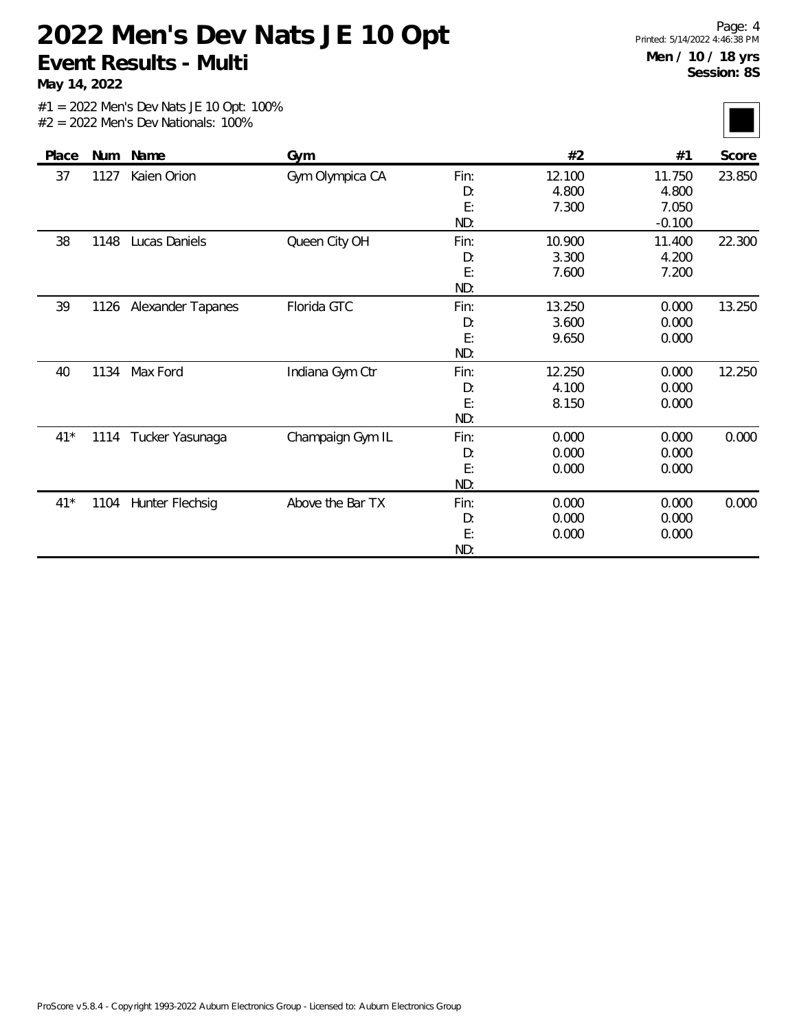# 2022 Men's Dev Nats JE 10 Opt

**Event Results - Multi**

**May 14, 2022**

**Men / 10 / 18 yrs**
**Session: 8S**

#1 = 2022 Men's Dev Nats JE 10 Opt: 100%
#2 = 2022 Men's Dev Nationals: 100%

| Place | Num | Name | Gym | | #2 | #1 | Score |
|---|---|---|---|---|---|---|---|
| 37 | 1127 | Kaien Orion | Gym Olympica CA | Fin: | 12.100 | 11.750 | 23.850 |
| | | | | D: | 4.800 | 4.800 | |
| | | | | E: | 7.300 | 7.050 | |
| | | | | ND: | | -0.100 | |
| 38 | 1148 | Lucas Daniels | Queen City OH | Fin: | 10.900 | 11.400 | 22.300 |
| | | | | D: | 3.300 | 4.200 | |
| | | | | E: | 7.600 | 7.200 | |
| | | | | ND: | | | |
| 39 | 1126 | Alexander Tapanes | Florida GTC | Fin: | 13.250 | 0.000 | 13.250 |
| | | | | D: | 3.600 | 0.000 | |
| | | | | E: | 9.650 | 0.000 | |
| | | | | ND: | | | |
| 40 | 1134 | Max Ford | Indiana Gym Ctr | Fin: | 12.250 | 0.000 | 12.250 |
| | | | | D: | 4.100 | 0.000 | |
| | | | | E: | 8.150 | 0.000 | |
| | | | | ND: | | | |
| 41* | 1114 | Tucker Yasunaga | Champaign Gym IL | Fin: | 0.000 | 0.000 | 0.000 |
| | | | | D: | 0.000 | 0.000 | |
| | | | | E: | 0.000 | 0.000 | |
| | | | | ND: | | | |
| 41* | 1104 | Hunter Flechsig | Above the Bar TX | Fin: | 0.000 | 0.000 | 0.000 |
| | | | | D: | 0.000 | 0.000 | |
| | | | | E: | 0.000 | 0.000 | |
| | | | | ND: | | | |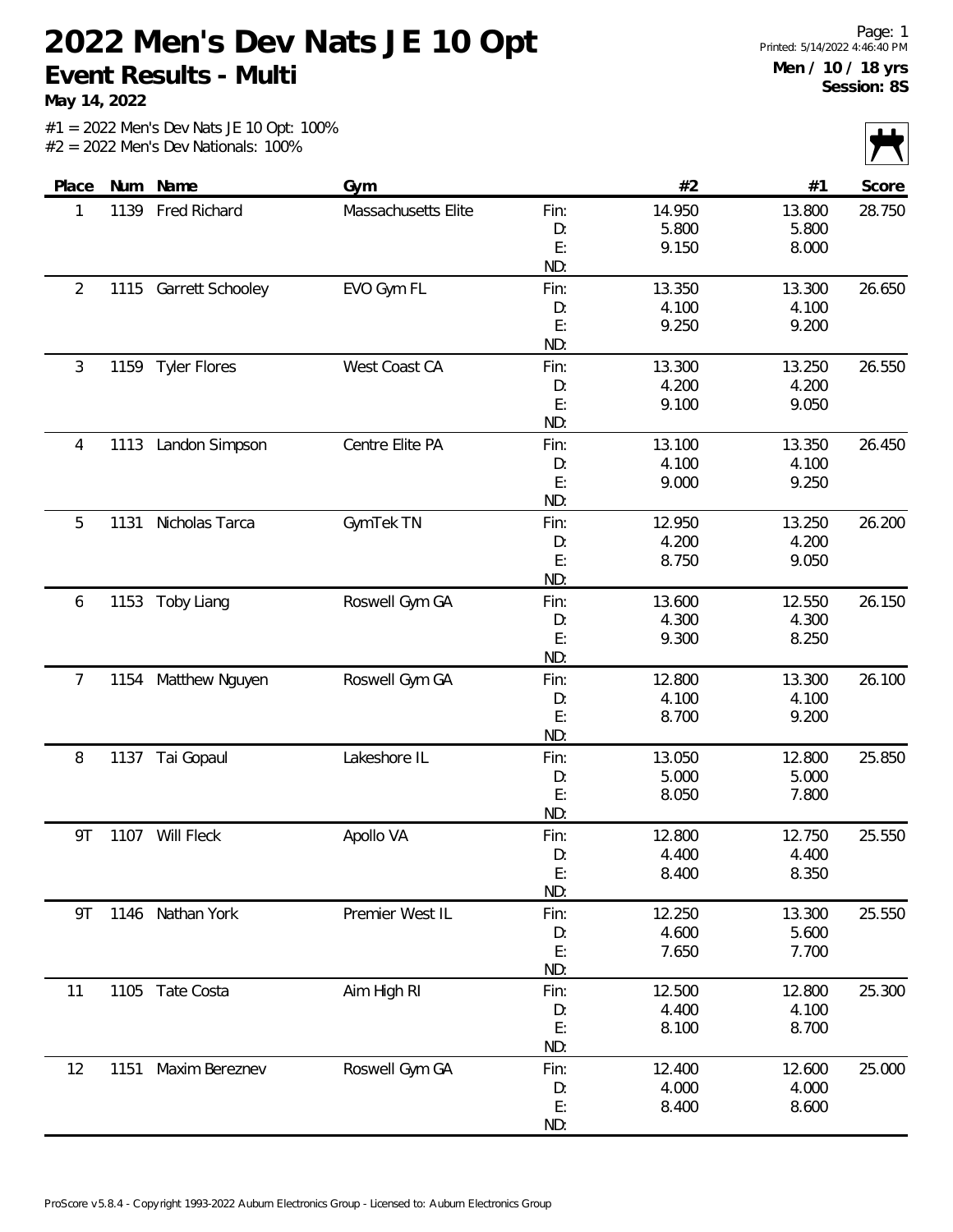# 2022 Men's Dev Nats JE 10 Opt

## Event Results - Multi

**May 14, 2022**

Men / 10 / 18 yrs
Session: 8S

#1 = 2022 Men's Dev Nats JE 10 Opt: 100%
#2 = 2022 Men's Dev Nationals: 100%

| Place | Num | Name | Gym | | #2 | #1 | Score |
|---|---|---|---|---|---|---|---|
| 1 | 1139 | Fred Richard | Massachusetts Elite | Fin: | 14.950 | 13.800 | 28.750 |
| | | | | D: | 5.800 | 5.800 | |
| | | | | E: | 9.150 | 8.000 | |
| | | | | ND: | | | |
| 2 | 1115 | Garrett Schooley | EVO Gym FL | Fin: | 13.350 | 13.300 | 26.650 |
| | | | | D: | 4.100 | 4.100 | |
| | | | | E: | 9.250 | 9.200 | |
| | | | | ND: | | | |
| 3 | 1159 | Tyler Flores | West Coast CA | Fin: | 13.300 | 13.250 | 26.550 |
| | | | | D: | 4.200 | 4.200 | |
| | | | | E: | 9.100 | 9.050 | |
| | | | | ND: | | | |
| 4 | 1113 | Landon Simpson | Centre Elite PA | Fin: | 13.100 | 13.350 | 26.450 |
| | | | | D: | 4.100 | 4.100 | |
| | | | | E: | 9.000 | 9.250 | |
| | | | | ND: | | | |
| 5 | 1131 | Nicholas Tarca | GymTek TN | Fin: | 12.950 | 13.250 | 26.200 |
| | | | | D: | 4.200 | 4.200 | |
| | | | | E: | 8.750 | 9.050 | |
| | | | | ND: | | | |
| 6 | 1153 | Toby Liang | Roswell Gym GA | Fin: | 13.600 | 12.550 | 26.150 |
| | | | | D: | 4.300 | 4.300 | |
| | | | | E: | 9.300 | 8.250 | |
| | | | | ND: | | | |
| 7 | 1154 | Matthew Nguyen | Roswell Gym GA | Fin: | 12.800 | 13.300 | 26.100 |
| | | | | D: | 4.100 | 4.100 | |
| | | | | E: | 8.700 | 9.200 | |
| | | | | ND: | | | |
| 8 | 1137 | Tai Gopaul | Lakeshore IL | Fin: | 13.050 | 12.800 | 25.850 |
| | | | | D: | 5.000 | 5.000 | |
| | | | | E: | 8.050 | 7.800 | |
| | | | | ND: | | | |
| 9T | 1107 | Will Fleck | Apollo VA | Fin: | 12.800 | 12.750 | 25.550 |
| | | | | D: | 4.400 | 4.400 | |
| | | | | E: | 8.400 | 8.350 | |
| | | | | ND: | | | |
| 9T | 1146 | Nathan York | Premier West IL | Fin: | 12.250 | 13.300 | 25.550 |
| | | | | D: | 4.600 | 5.600 | |
| | | | | E: | 7.650 | 7.700 | |
| | | | | ND: | | | |
| 11 | 1105 | Tate Costa | Aim High RI | Fin: | 12.500 | 12.800 | 25.300 |
| | | | | D: | 4.400 | 4.100 | |
| | | | | E: | 8.100 | 8.700 | |
| | | | | ND: | | | |
| 12 | 1151 | Maxim Bereznev | Roswell Gym GA | Fin: | 12.400 | 12.600 | 25.000 |
| | | | | D: | 4.000 | 4.000 | |
| | | | | E: | 8.400 | 8.600 | |
| | | | | ND: | | | |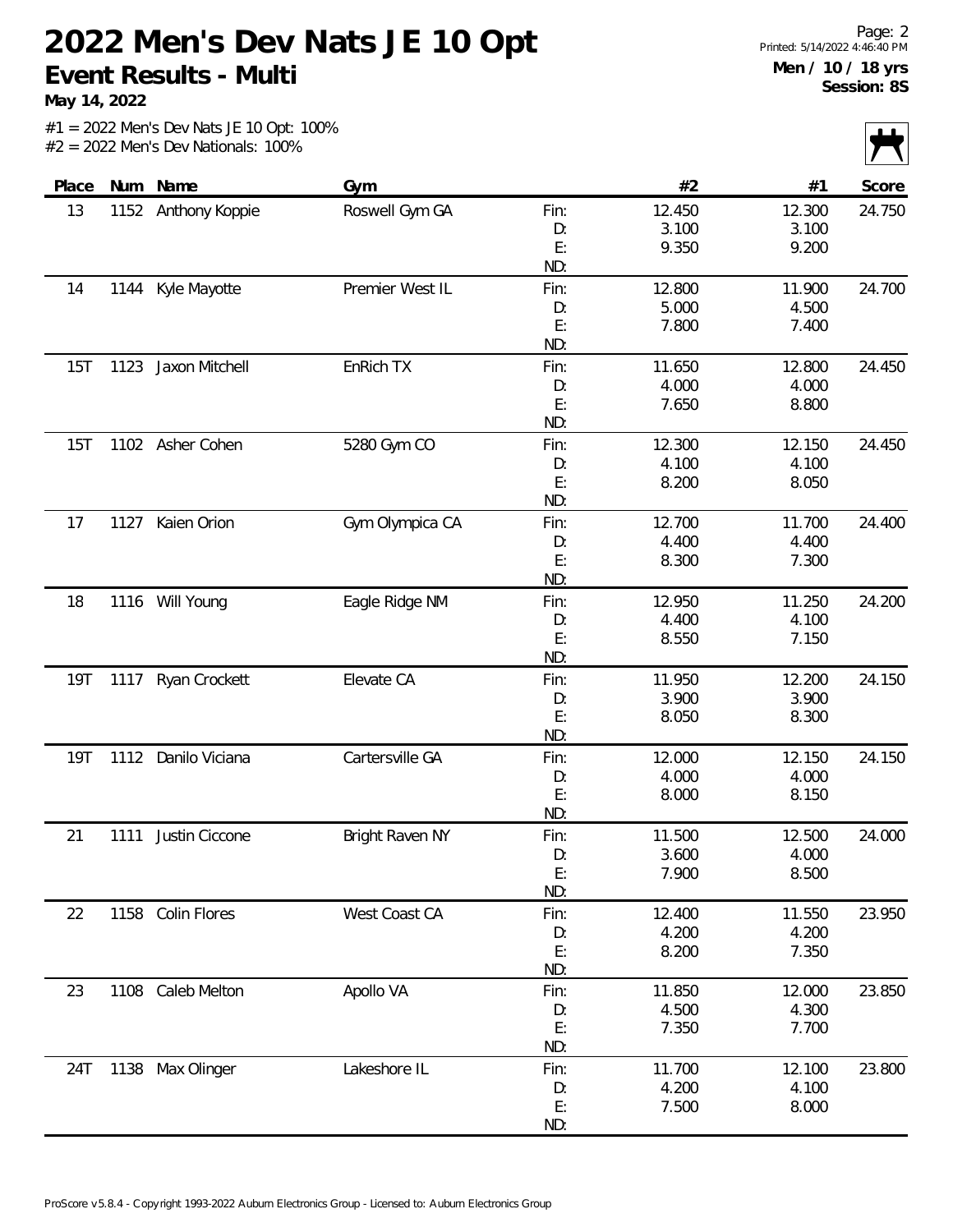# 2022 Men's Dev Nats JE 10 Opt

## Event Results - Multi

**May 14, 2022**

**Men / 10 / 18 yrs**
**Session: 8S**

#1 = 2022 Men's Dev Nats JE 10 Opt: 100%
#2 = 2022 Men's Dev Nationals: 100%

| Place | Num | Name | Gym | | #2 | #1 | Score |
|---|---|---|---|---|---|---|---|
| 13 | 1152 | Anthony Koppie | Roswell Gym GA | Fin: | 12.450 | 12.300 | 24.750 |
| | | | | D: | 3.100 | 3.100 | |
| | | | | E: | 9.350 | 9.200 | |
| | | | | ND: | | | |
| 14 | 1144 | Kyle Mayotte | Premier West IL | Fin: | 12.800 | 11.900 | 24.700 |
| | | | | D: | 5.000 | 4.500 | |
| | | | | E: | 7.800 | 7.400 | |
| | | | | ND: | | | |
| 15T | 1123 | Jaxon Mitchell | EnRich TX | Fin: | 11.650 | 12.800 | 24.450 |
| | | | | D: | 4.000 | 4.000 | |
| | | | | E: | 7.650 | 8.800 | |
| | | | | ND: | | | |
| 15T | 1102 | Asher Cohen | 5280 Gym CO | Fin: | 12.300 | 12.150 | 24.450 |
| | | | | D: | 4.100 | 4.100 | |
| | | | | E: | 8.200 | 8.050 | |
| | | | | ND: | | | |
| 17 | 1127 | Kaien Orion | Gym Olympica CA | Fin: | 12.700 | 11.700 | 24.400 |
| | | | | D: | 4.400 | 4.400 | |
| | | | | E: | 8.300 | 7.300 | |
| | | | | ND: | | | |
| 18 | 1116 | Will Young | Eagle Ridge NM | Fin: | 12.950 | 11.250 | 24.200 |
| | | | | D: | 4.400 | 4.100 | |
| | | | | E: | 8.550 | 7.150 | |
| | | | | ND: | | | |
| 19T | 1117 | Ryan Crockett | Elevate CA | Fin: | 11.950 | 12.200 | 24.150 |
| | | | | D: | 3.900 | 3.900 | |
| | | | | E: | 8.050 | 8.300 | |
| | | | | ND: | | | |
| 19T | 1112 | Danilo Viciana | Cartersville GA | Fin: | 12.000 | 12.150 | 24.150 |
| | | | | D: | 4.000 | 4.000 | |
| | | | | E: | 8.000 | 8.150 | |
| | | | | ND: | | | |
| 21 | 1111 | Justin Ciccone | Bright Raven NY | Fin: | 11.500 | 12.500 | 24.000 |
| | | | | D: | 3.600 | 4.000 | |
| | | | | E: | 7.900 | 8.500 | |
| | | | | ND: | | | |
| 22 | 1158 | Colin Flores | West Coast CA | Fin: | 12.400 | 11.550 | 23.950 |
| | | | | D: | 4.200 | 4.200 | |
| | | | | E: | 8.200 | 7.350 | |
| | | | | ND: | | | |
| 23 | 1108 | Caleb Melton | Apollo VA | Fin: | 11.850 | 12.000 | 23.850 |
| | | | | D: | 4.500 | 4.300 | |
| | | | | E: | 7.350 | 7.700 | |
| | | | | ND: | | | |
| 24T | 1138 | Max Olinger | Lakeshore IL | Fin: | 11.700 | 12.100 | 23.800 |
| | | | | D: | 4.200 | 4.100 | |
| | | | | E: | 7.500 | 8.000 | |
| | | | | ND: | | | |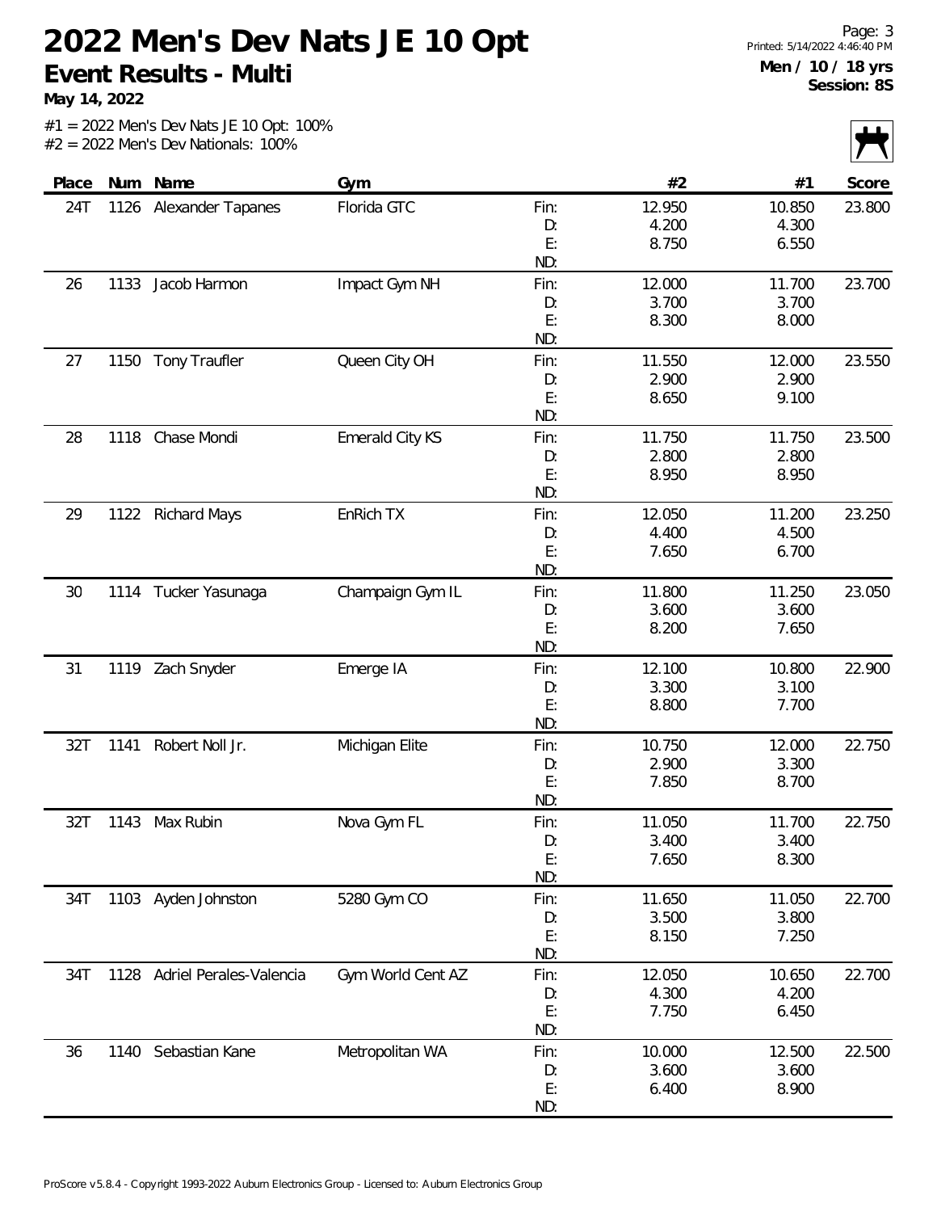# 2022 Men's Dev Nats JE 10 Opt

**Event Results - Multi**

**May 14, 2022**

Printed: 5/14/2022 4:46:40 PM

**Men / 10 / 18 yrs**
**Session: 8S**

#1 = 2022 Men's Dev Nats JE 10 Opt: 100%
#2 = 2022 Men's Dev Nationals: 100%

| Place | Num | Name | Gym | | #2 | #1 | Score |
|---|---|---|---|---|---|---|---|
| 24T | 1126 | Alexander Tapanes | Florida GTC | Fin: | 12.950 | 10.850 | 23.800 |
| | | | | D: | 4.200 | 4.300 | |
| | | | | E: | 8.750 | 6.550 | |
| | | | | ND: | | | |
| 26 | 1133 | Jacob Harmon | Impact Gym NH | Fin: | 12.000 | 11.700 | 23.700 |
| | | | | D: | 3.700 | 3.700 | |
| | | | | E: | 8.300 | 8.000 | |
| | | | | ND: | | | |
| 27 | 1150 | Tony Traufler | Queen City OH | Fin: | 11.550 | 12.000 | 23.550 |
| | | | | D: | 2.900 | 2.900 | |
| | | | | E: | 8.650 | 9.100 | |
| | | | | ND: | | | |
| 28 | 1118 | Chase Mondi | Emerald City KS | Fin: | 11.750 | 11.750 | 23.500 |
| | | | | D: | 2.800 | 2.800 | |
| | | | | E: | 8.950 | 8.950 | |
| | | | | ND: | | | |
| 29 | 1122 | Richard Mays | EnRich TX | Fin: | 12.050 | 11.200 | 23.250 |
| | | | | D: | 4.400 | 4.500 | |
| | | | | E: | 7.650 | 6.700 | |
| | | | | ND: | | | |
| 30 | 1114 | Tucker Yasunaga | Champaign Gym IL | Fin: | 11.800 | 11.250 | 23.050 |
| | | | | D: | 3.600 | 3.600 | |
| | | | | E: | 8.200 | 7.650 | |
| | | | | ND: | | | |
| 31 | 1119 | Zach Snyder | Emerge IA | Fin: | 12.100 | 10.800 | 22.900 |
| | | | | D: | 3.300 | 3.100 | |
| | | | | E: | 8.800 | 7.700 | |
| | | | | ND: | | | |
| 32T | 1141 | Robert Noll Jr. | Michigan Elite | Fin: | 10.750 | 12.000 | 22.750 |
| | | | | D: | 2.900 | 3.300 | |
| | | | | E: | 7.850 | 8.700 | |
| | | | | ND: | | | |
| 32T | 1143 | Max Rubin | Nova Gym FL | Fin: | 11.050 | 11.700 | 22.750 |
| | | | | D: | 3.400 | 3.400 | |
| | | | | E: | 7.650 | 8.300 | |
| | | | | ND: | | | |
| 34T | 1103 | Ayden Johnston | 5280 Gym CO | Fin: | 11.650 | 11.050 | 22.700 |
| | | | | D: | 3.500 | 3.800 | |
| | | | | E: | 8.150 | 7.250 | |
| | | | | ND: | | | |
| 34T | 1128 | Adriel Perales-Valencia | Gym World Cent AZ | Fin: | 12.050 | 10.650 | 22.700 |
| | | | | D: | 4.300 | 4.200 | |
| | | | | E: | 7.750 | 6.450 | |
| | | | | ND: | | | |
| 36 | 1140 | Sebastian Kane | Metropolitan WA | Fin: | 10.000 | 12.500 | 22.500 |
| | | | | D: | 3.600 | 3.600 | |
| | | | | E: | 6.400 | 8.900 | |
| | | | | ND: | | | |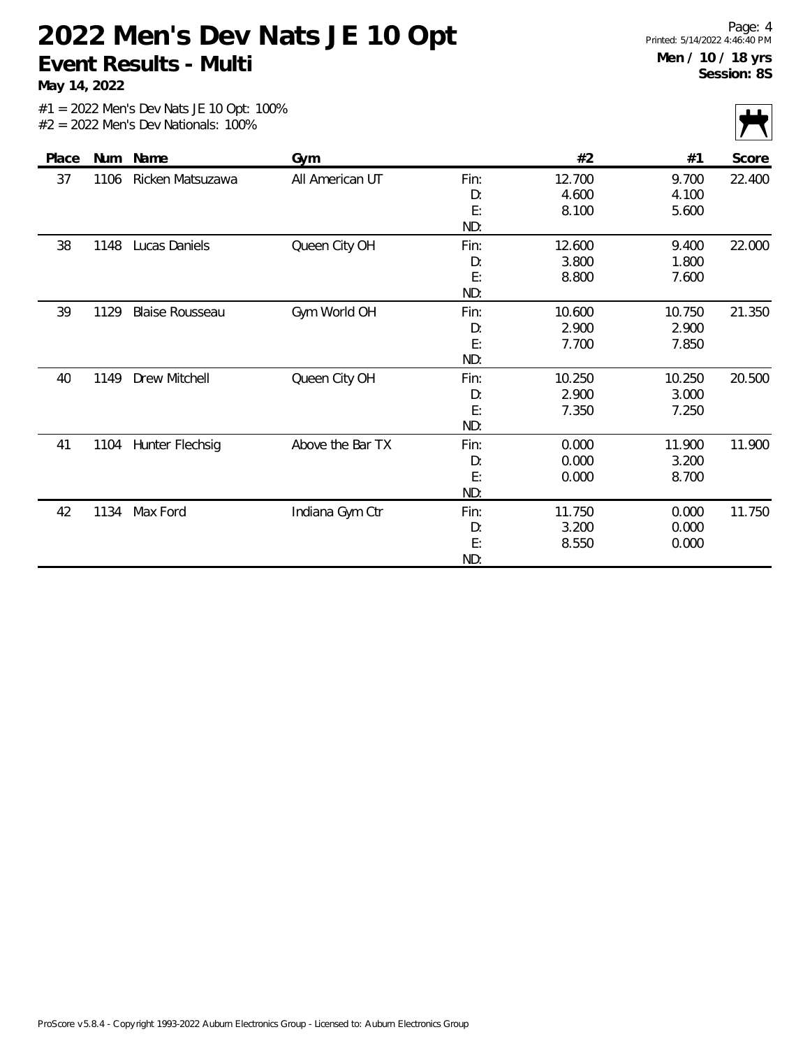# 2022 Men's Dev Nats JE 10 Opt

## Event Results - Multi

**May 14, 2022**

**Men / 10 / 18 yrs**
**Session: 8S**

#1 = 2022 Men's Dev Nats JE 10 Opt: 100%
#2 = 2022 Men's Dev Nationals: 100%

| Place | Num | Name | Gym | | #2 | #1 | Score |
|---|---|---|---|---|---|---|---|
| 37 | 1106 | Ricken Matsuzawa | All American UT | Fin: | 12.700 | 9.700 | 22.400 |
| | | | | D: | 4.600 | 4.100 | |
| | | | | E: | 8.100 | 5.600 | |
| | | | | ND: | | | |
| 38 | 1148 | Lucas Daniels | Queen City OH | Fin: | 12.600 | 9.400 | 22.000 |
| | | | | D: | 3.800 | 1.800 | |
| | | | | E: | 8.800 | 7.600 | |
| | | | | ND: | | | |
| 39 | 1129 | Blaise Rousseau | Gym World OH | Fin: | 10.600 | 10.750 | 21.350 |
| | | | | D: | 2.900 | 2.900 | |
| | | | | E: | 7.700 | 7.850 | |
| | | | | ND: | | | |
| 40 | 1149 | Drew Mitchell | Queen City OH | Fin: | 10.250 | 10.250 | 20.500 |
| | | | | D: | 2.900 | 3.000 | |
| | | | | E: | 7.350 | 7.250 | |
| | | | | ND: | | | |
| 41 | 1104 | Hunter Flechsig | Above the Bar TX | Fin: | 0.000 | 11.900 | 11.900 |
| | | | | D: | 0.000 | 3.200 | |
| | | | | E: | 0.000 | 8.700 | |
| | | | | ND: | | | |
| 42 | 1134 | Max Ford | Indiana Gym Ctr | Fin: | 11.750 | 0.000 | 11.750 |
| | | | | D: | 3.200 | 0.000 | |
| | | | | E: | 8.550 | 0.000 | |
| | | | | ND: | | | |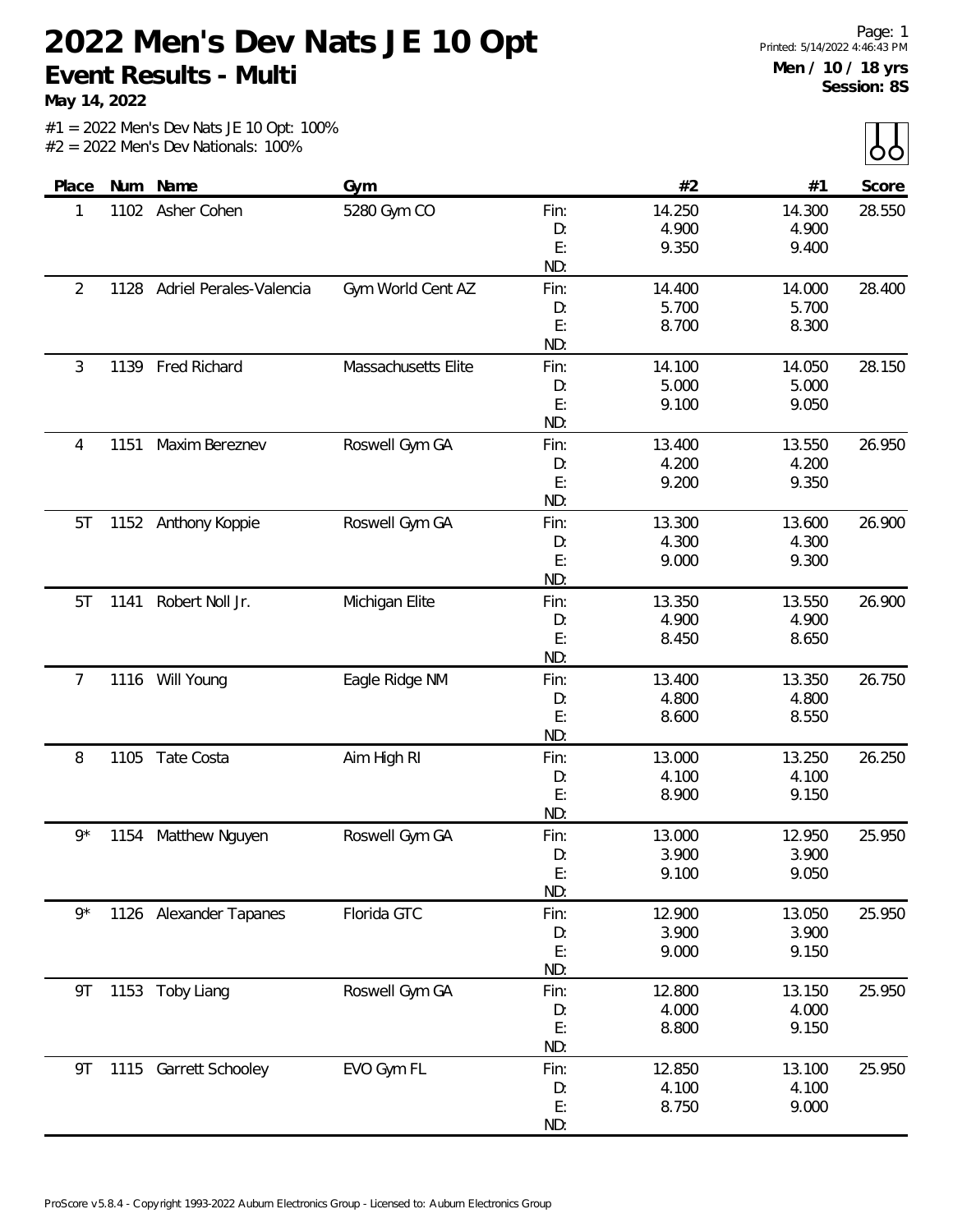# 2022 Men's Dev Nats JE 10 Opt

## Event Results - Multi

**May 14, 2022**

Men / 10 / 18 yrs
Session: 8S

#1 = 2022 Men's Dev Nats JE 10 Opt: 100%
#2 = 2022 Men's Dev Nationals: 100%

| Place | Num | Name | Gym | | #2 | #1 | Score |
|---|---|---|---|---|---|---|---|
| 1 | 1102 | Asher Cohen | 5280 Gym CO | Fin: | 14.250 | 14.300 | 28.550 |
| | | | | D: | 4.900 | 4.900 | |
| | | | | E: | 9.350 | 9.400 | |
| | | | | ND: | | | |
| 2 | 1128 | Adriel Perales-Valencia | Gym World Cent AZ | Fin: | 14.400 | 14.000 | 28.400 |
| | | | | D: | 5.700 | 5.700 | |
| | | | | E: | 8.700 | 8.300 | |
| | | | | ND: | | | |
| 3 | 1139 | Fred Richard | Massachusetts Elite | Fin: | 14.100 | 14.050 | 28.150 |
| | | | | D: | 5.000 | 5.000 | |
| | | | | E: | 9.100 | 9.050 | |
| | | | | ND: | | | |
| 4 | 1151 | Maxim Bereznev | Roswell Gym GA | Fin: | 13.400 | 13.550 | 26.950 |
| | | | | D: | 4.200 | 4.200 | |
| | | | | E: | 9.200 | 9.350 | |
| | | | | ND: | | | |
| 5T | 1152 | Anthony Koppie | Roswell Gym GA | Fin: | 13.300 | 13.600 | 26.900 |
| | | | | D: | 4.300 | 4.300 | |
| | | | | E: | 9.000 | 9.300 | |
| | | | | ND: | | | |
| 5T | 1141 | Robert Noll Jr. | Michigan Elite | Fin: | 13.350 | 13.550 | 26.900 |
| | | | | D: | 4.900 | 4.900 | |
| | | | | E: | 8.450 | 8.650 | |
| | | | | ND: | | | |
| 7 | 1116 | Will Young | Eagle Ridge NM | Fin: | 13.400 | 13.350 | 26.750 |
| | | | | D: | 4.800 | 4.800 | |
| | | | | E: | 8.600 | 8.550 | |
| | | | | ND: | | | |
| 8 | 1105 | Tate Costa | Aim High RI | Fin: | 13.000 | 13.250 | 26.250 |
| | | | | D: | 4.100 | 4.100 | |
| | | | | E: | 8.900 | 9.150 | |
| | | | | ND: | | | |
| 9* | 1154 | Matthew Nguyen | Roswell Gym GA | Fin: | 13.000 | 12.950 | 25.950 |
| | | | | D: | 3.900 | 3.900 | |
| | | | | E: | 9.100 | 9.050 | |
| | | | | ND: | | | |
| 9* | 1126 | Alexander Tapanes | Florida GTC | Fin: | 12.900 | 13.050 | 25.950 |
| | | | | D: | 3.900 | 3.900 | |
| | | | | E: | 9.000 | 9.150 | |
| | | | | ND: | | | |
| 9T | 1153 | Toby Liang | Roswell Gym GA | Fin: | 12.800 | 13.150 | 25.950 |
| | | | | D: | 4.000 | 4.000 | |
| | | | | E: | 8.800 | 9.150 | |
| | | | | ND: | | | |
| 9T | 1115 | Garrett Schooley | EVO Gym FL | Fin: | 12.850 | 13.100 | 25.950 |
| | | | | D: | 4.100 | 4.100 | |
| | | | | E: | 8.750 | 9.000 | |
| | | | | ND: | | | |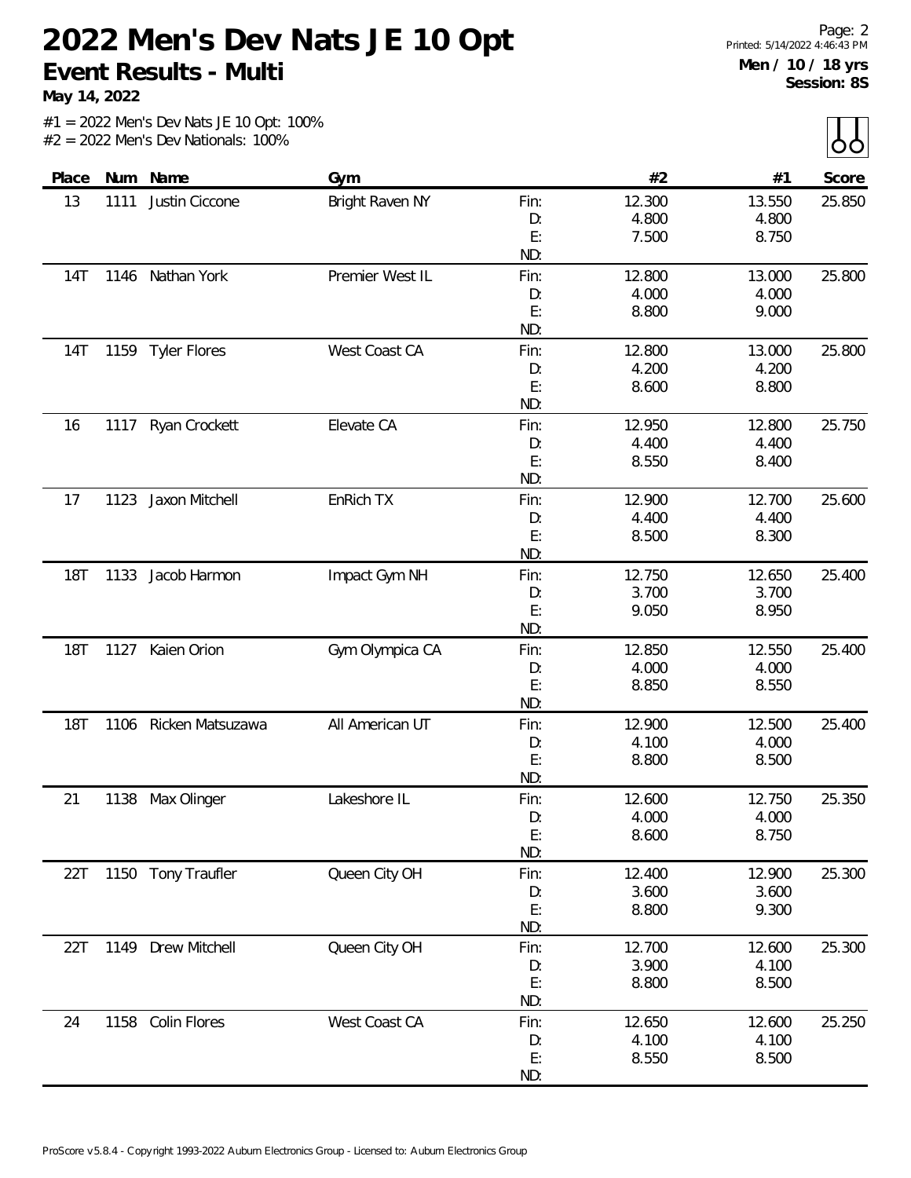# 2022 Men's Dev Nats JE 10 Opt

**Event Results - Multi**

**May 14, 2022**

**Men / 10 / 18 yrs**
**Session: 8S**

#1 = 2022 Men's Dev Nats JE 10 Opt: 100%
#2 = 2022 Men's Dev Nationals: 100%

| Place | Num | Name | Gym | | #2 | #1 | Score |
|---|---|---|---|---|---|---|---|
| 13 | 1111 | Justin Ciccone | Bright Raven NY | Fin: | 12.300 | 13.550 | 25.850 |
| | | | | D: | 4.800 | 4.800 | |
| | | | | E: | 7.500 | 8.750 | |
| | | | | ND: | | | |
| 14T | 1146 | Nathan York | Premier West IL | Fin: | 12.800 | 13.000 | 25.800 |
| | | | | D: | 4.000 | 4.000 | |
| | | | | E: | 8.800 | 9.000 | |
| | | | | ND: | | | |
| 14T | 1159 | Tyler Flores | West Coast CA | Fin: | 12.800 | 13.000 | 25.800 |
| | | | | D: | 4.200 | 4.200 | |
| | | | | E: | 8.600 | 8.800 | |
| | | | | ND: | | | |
| 16 | 1117 | Ryan Crockett | Elevate CA | Fin: | 12.950 | 12.800 | 25.750 |
| | | | | D: | 4.400 | 4.400 | |
| | | | | E: | 8.550 | 8.400 | |
| | | | | ND: | | | |
| 17 | 1123 | Jaxon Mitchell | EnRich TX | Fin: | 12.900 | 12.700 | 25.600 |
| | | | | D: | 4.400 | 4.400 | |
| | | | | E: | 8.500 | 8.300 | |
| | | | | ND: | | | |
| 18T | 1133 | Jacob Harmon | Impact Gym NH | Fin: | 12.750 | 12.650 | 25.400 |
| | | | | D: | 3.700 | 3.700 | |
| | | | | E: | 9.050 | 8.950 | |
| | | | | ND: | | | |
| 18T | 1127 | Kaien Orion | Gym Olympica CA | Fin: | 12.850 | 12.550 | 25.400 |
| | | | | D: | 4.000 | 4.000 | |
| | | | | E: | 8.850 | 8.550 | |
| | | | | ND: | | | |
| 18T | 1106 | Ricken Matsuzawa | All American UT | Fin: | 12.900 | 12.500 | 25.400 |
| | | | | D: | 4.100 | 4.000 | |
| | | | | E: | 8.800 | 8.500 | |
| | | | | ND: | | | |
| 21 | 1138 | Max Olinger | Lakeshore IL | Fin: | 12.600 | 12.750 | 25.350 |
| | | | | D: | 4.000 | 4.000 | |
| | | | | E: | 8.600 | 8.750 | |
| | | | | ND: | | | |
| 22T | 1150 | Tony Traufler | Queen City OH | Fin: | 12.400 | 12.900 | 25.300 |
| | | | | D: | 3.600 | 3.600 | |
| | | | | E: | 8.800 | 9.300 | |
| | | | | ND: | | | |
| 22T | 1149 | Drew Mitchell | Queen City OH | Fin: | 12.700 | 12.600 | 25.300 |
| | | | | D: | 3.900 | 4.100 | |
| | | | | E: | 8.800 | 8.500 | |
| | | | | ND: | | | |
| 24 | 1158 | Colin Flores | West Coast CA | Fin: | 12.650 | 12.600 | 25.250 |
| | | | | D: | 4.100 | 4.100 | |
| | | | | E: | 8.550 | 8.500 | |
| | | | | ND: | | | |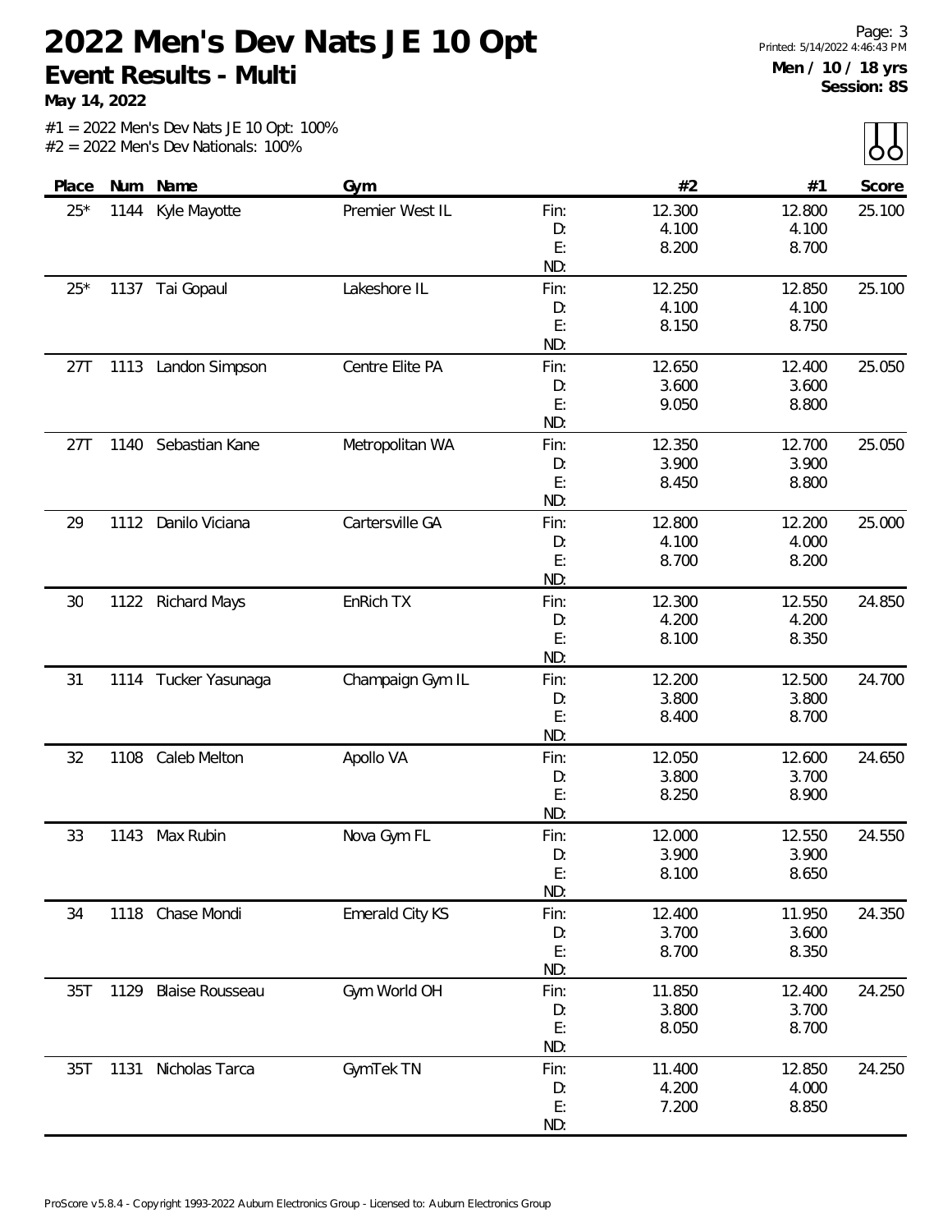# 2022 Men's Dev Nats JE 10 Opt

## Event Results - Multi

**May 14, 2022**

**Men / 10 / 18 yrs**
**Session: 8S**

#1 = 2022 Men's Dev Nats JE 10 Opt: 100%
#2 = 2022 Men's Dev Nationals: 100%

| Place | Num | Name | Gym | | #2 | #1 | Score |
|---|---|---|---|---|---|---|---|
| 25* | 1144 | Kyle Mayotte | Premier West IL | Fin: | 12.300 | 12.800 | 25.100 |
| | | | | D: | 4.100 | 4.100 | |
| | | | | E: | 8.200 | 8.700 | |
| | | | | ND: | | | |
| 25* | 1137 | Tai Gopaul | Lakeshore IL | Fin: | 12.250 | 12.850 | 25.100 |
| | | | | D: | 4.100 | 4.100 | |
| | | | | E: | 8.150 | 8.750 | |
| | | | | ND: | | | |
| 27T | 1113 | Landon Simpson | Centre Elite PA | Fin: | 12.650 | 12.400 | 25.050 |
| | | | | D: | 3.600 | 3.600 | |
| | | | | E: | 9.050 | 8.800 | |
| | | | | ND: | | | |
| 27T | 1140 | Sebastian Kane | Metropolitan WA | Fin: | 12.350 | 12.700 | 25.050 |
| | | | | D: | 3.900 | 3.900 | |
| | | | | E: | 8.450 | 8.800 | |
| | | | | ND: | | | |
| 29 | 1112 | Danilo Viciana | Cartersville GA | Fin: | 12.800 | 12.200 | 25.000 |
| | | | | D: | 4.100 | 4.000 | |
| | | | | E: | 8.700 | 8.200 | |
| | | | | ND: | | | |
| 30 | 1122 | Richard Mays | EnRich TX | Fin: | 12.300 | 12.550 | 24.850 |
| | | | | D: | 4.200 | 4.200 | |
| | | | | E: | 8.100 | 8.350 | |
| | | | | ND: | | | |
| 31 | 1114 | Tucker Yasunaga | Champaign Gym IL | Fin: | 12.200 | 12.500 | 24.700 |
| | | | | D: | 3.800 | 3.800 | |
| | | | | E: | 8.400 | 8.700 | |
| | | | | ND: | | | |
| 32 | 1108 | Caleb Melton | Apollo VA | Fin: | 12.050 | 12.600 | 24.650 |
| | | | | D: | 3.800 | 3.700 | |
| | | | | E: | 8.250 | 8.900 | |
| | | | | ND: | | | |
| 33 | 1143 | Max Rubin | Nova Gym FL | Fin: | 12.000 | 12.550 | 24.550 |
| | | | | D: | 3.900 | 3.900 | |
| | | | | E: | 8.100 | 8.650 | |
| | | | | ND: | | | |
| 34 | 1118 | Chase Mondi | Emerald City KS | Fin: | 12.400 | 11.950 | 24.350 |
| | | | | D: | 3.700 | 3.600 | |
| | | | | E: | 8.700 | 8.350 | |
| | | | | ND: | | | |
| 35T | 1129 | Blaise Rousseau | Gym World OH | Fin: | 11.850 | 12.400 | 24.250 |
| | | | | D: | 3.800 | 3.700 | |
| | | | | E: | 8.050 | 8.700 | |
| | | | | ND: | | | |
| 35T | 1131 | Nicholas Tarca | GymTek TN | Fin: | 11.400 | 12.850 | 24.250 |
| | | | | D: | 4.200 | 4.000 | |
| | | | | E: | 7.200 | 8.850 | |
| | | | | ND: | | | |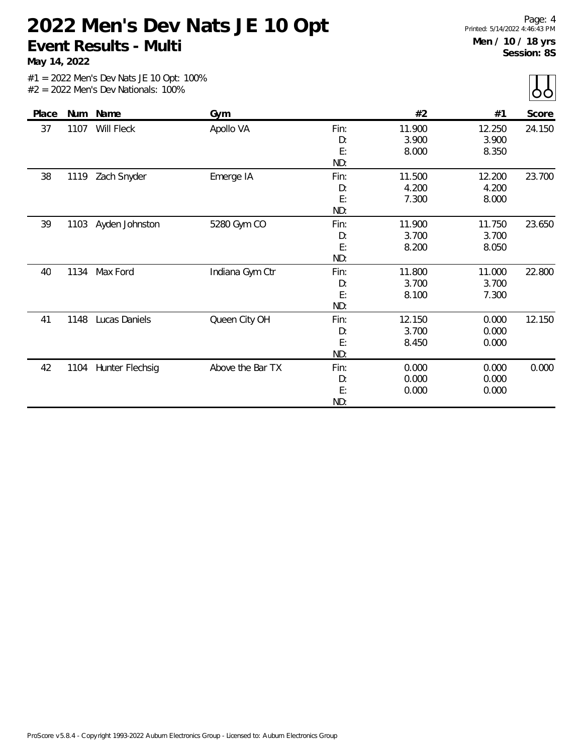# 2022 Men's Dev Nats JE 10 Opt

## Event Results - Multi

**May 14, 2022**

**Men / 10 / 18 yrs**
**Session: 8S**

#1 = 2022 Men's Dev Nats JE 10 Opt: 100%
#2 = 2022 Men's Dev Nationals: 100%

| Place | Num | Name | Gym | | #2 | #1 | Score |
|---|---|---|---|---|---|---|---|
| 37 | 1107 | Will Fleck | Apollo VA | Fin: | 11.900 | 12.250 | 24.150 |
| | | | | D: | 3.900 | 3.900 | |
| | | | | E: | 8.000 | 8.350 | |
| | | | | ND: | | | |
| 38 | 1119 | Zach Snyder | Emerge IA | Fin: | 11.500 | 12.200 | 23.700 |
| | | | | D: | 4.200 | 4.200 | |
| | | | | E: | 7.300 | 8.000 | |
| | | | | ND: | | | |
| 39 | 1103 | Ayden Johnston | 5280 Gym CO | Fin: | 11.900 | 11.750 | 23.650 |
| | | | | D: | 3.700 | 3.700 | |
| | | | | E: | 8.200 | 8.050 | |
| | | | | ND: | | | |
| 40 | 1134 | Max Ford | Indiana Gym Ctr | Fin: | 11.800 | 11.000 | 22.800 |
| | | | | D: | 3.700 | 3.700 | |
| | | | | E: | 8.100 | 7.300 | |
| | | | | ND: | | | |
| 41 | 1148 | Lucas Daniels | Queen City OH | Fin: | 12.150 | 0.000 | 12.150 |
| | | | | D: | 3.700 | 0.000 | |
| | | | | E: | 8.450 | 0.000 | |
| | | | | ND: | | | |
| 42 | 1104 | Hunter Flechsig | Above the Bar TX | Fin: | 0.000 | 0.000 | 0.000 |
| | | | | D: | 0.000 | 0.000 | |
| | | | | E: | 0.000 | 0.000 | |
| | | | | ND: | | | |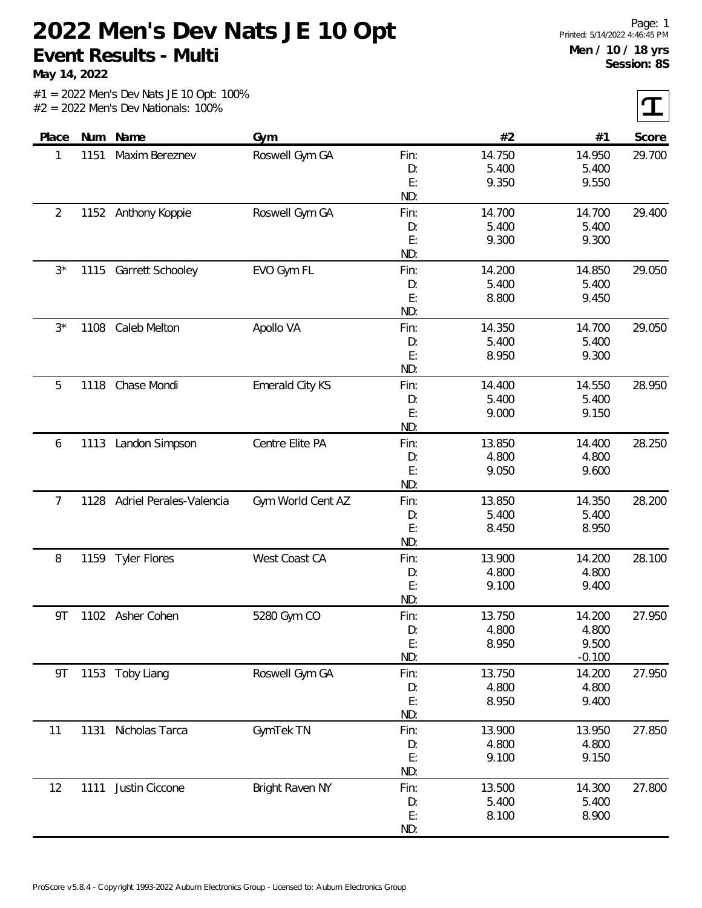# 2022 Men's Dev Nats JE 10 Opt

## Event Results - Multi

**May 14, 2022**

Printed: 5/14/2022 4:46:45 PM

**Men / 10 / 18 yrs**
**Session: 8S**

#1 = 2022 Men's Dev Nats JE 10 Opt: 100%
#2 = 2022 Men's Dev Nationals: 100%

| Place | Num | Name | Gym | | #2 | #1 | Score |
|---|---|---|---|---|---|---|---|
| 1 | 1151 | Maxim Bereznev | Roswell Gym GA | Fin: | 14.750 | 14.950 | 29.700 |
| | | | | D: | 5.400 | 5.400 | |
| | | | | E: | 9.350 | 9.550 | |
| | | | | ND: | | | |
| 2 | 1152 | Anthony Koppie | Roswell Gym GA | Fin: | 14.700 | 14.700 | 29.400 |
| | | | | D: | 5.400 | 5.400 | |
| | | | | E: | 9.300 | 9.300 | |
| | | | | ND: | | | |
| 3* | 1115 | Garrett Schooley | EVO Gym FL | Fin: | 14.200 | 14.850 | 29.050 |
| | | | | D: | 5.400 | 5.400 | |
| | | | | E: | 8.800 | 9.450 | |
| | | | | ND: | | | |
| 3* | 1108 | Caleb Melton | Apollo VA | Fin: | 14.350 | 14.700 | 29.050 |
| | | | | D: | 5.400 | 5.400 | |
| | | | | E: | 8.950 | 9.300 | |
| | | | | ND: | | | |
| 5 | 1118 | Chase Mondi | Emerald City KS | Fin: | 14.400 | 14.550 | 28.950 |
| | | | | D: | 5.400 | 5.400 | |
| | | | | E: | 9.000 | 9.150 | |
| | | | | ND: | | | |
| 6 | 1113 | Landon Simpson | Centre Elite PA | Fin: | 13.850 | 14.400 | 28.250 |
| | | | | D: | 4.800 | 4.800 | |
| | | | | E: | 9.050 | 9.600 | |
| | | | | ND: | | | |
| 7 | 1128 | Adriel Perales-Valencia | Gym World Cent AZ | Fin: | 13.850 | 14.350 | 28.200 |
| | | | | D: | 5.400 | 5.400 | |
| | | | | E: | 8.450 | 8.950 | |
| | | | | ND: | | | |
| 8 | 1159 | Tyler Flores | West Coast CA | Fin: | 13.900 | 14.200 | 28.100 |
| | | | | D: | 4.800 | 4.800 | |
| | | | | E: | 9.100 | 9.400 | |
| | | | | ND: | | | |
| 9T | 1102 | Asher Cohen | 5280 Gym CO | Fin: | 13.750 | 14.200 | 27.950 |
| | | | | D: | 4.800 | 4.800 | |
| | | | | E: | 8.950 | 9.500 | |
| | | | | ND: | | -0.100 | |
| 9T | 1153 | Toby Liang | Roswell Gym GA | Fin: | 13.750 | 14.200 | 27.950 |
| | | | | D: | 4.800 | 4.800 | |
| | | | | E: | 8.950 | 9.400 | |
| | | | | ND: | | | |
| 11 | 1131 | Nicholas Tarca | GymTek TN | Fin: | 13.900 | 13.950 | 27.850 |
| | | | | D: | 4.800 | 4.800 | |
| | | | | E: | 9.100 | 9.150 | |
| | | | | ND: | | | |
| 12 | 1111 | Justin Ciccone | Bright Raven NY | Fin: | 13.500 | 14.300 | 27.800 |
| | | | | D: | 5.400 | 5.400 | |
| | | | | E: | 8.100 | 8.900 | |
| | | | | ND: | | | |

ProScore v5.8.4 - Copyright 1993-2022 Auburn Electronics Group - Licensed to: Auburn Electronics Group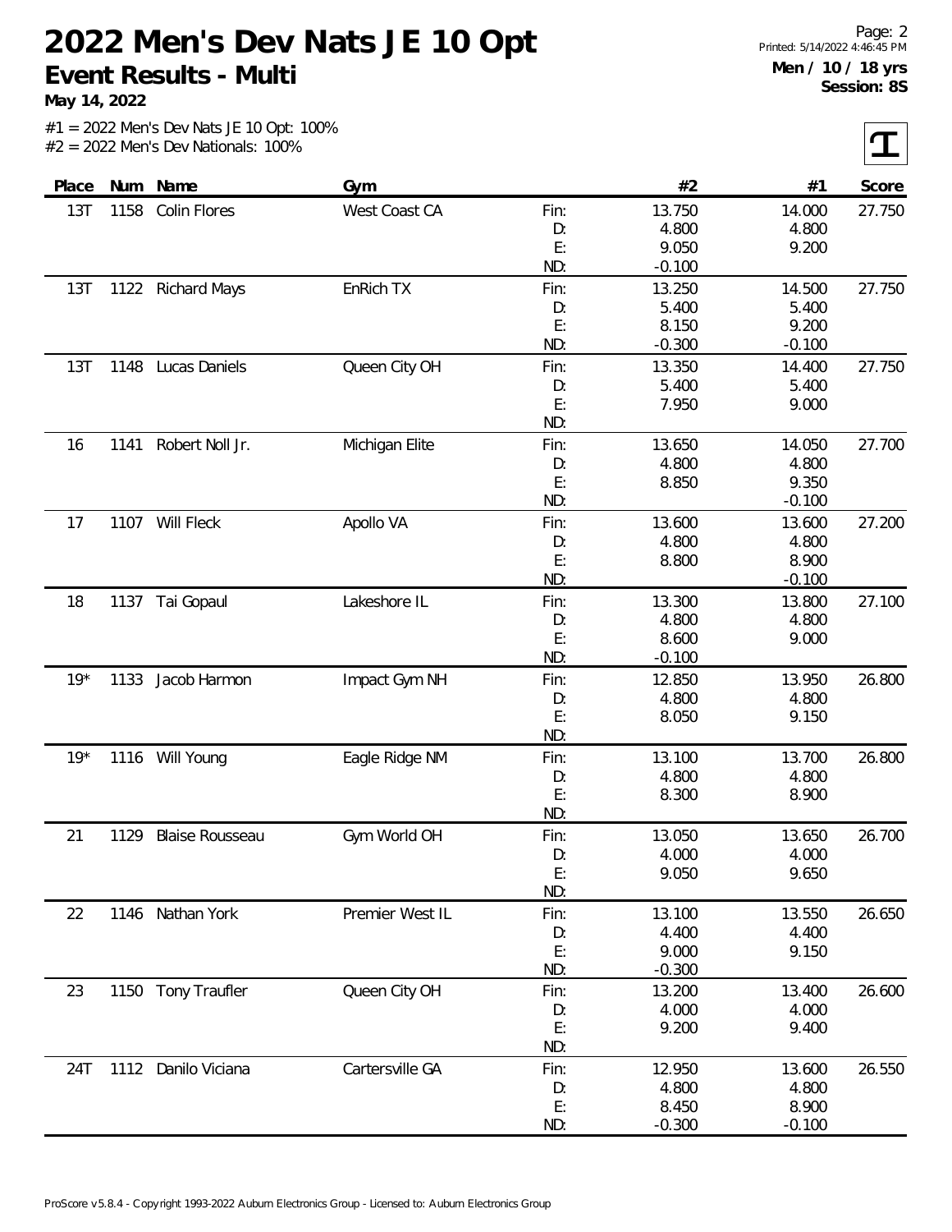# 2022 Men's Dev Nats JE 10 Opt

**Event Results - Multi**

**May 14, 2022**

**Men / 10 / 18 yrs**
**Session: 8S**

#1 = 2022 Men's Dev Nats JE 10 Opt: 100%
#2 = 2022 Men's Dev Nationals: 100%

| Place | Num | Name | Gym | | #2 | #1 | Score |
|---|---|---|---|---|---|---|---|
| 13T | 1158 | Colin Flores | West Coast CA | Fin: | 13.750 | 14.000 | 27.750 |
| | | | | D: | 4.800 | 4.800 | |
| | | | | E: | 9.050 | 9.200 | |
| | | | | ND: | -0.100 | | |
| 13T | 1122 | Richard Mays | EnRich TX | Fin: | 13.250 | 14.500 | 27.750 |
| | | | | D: | 5.400 | 5.400 | |
| | | | | E: | 8.150 | 9.200 | |
| | | | | ND: | -0.300 | -0.100 | |
| 13T | 1148 | Lucas Daniels | Queen City OH | Fin: | 13.350 | 14.400 | 27.750 |
| | | | | D: | 5.400 | 5.400 | |
| | | | | E: | 7.950 | 9.000 | |
| | | | | ND: | | | |
| 16 | 1141 | Robert Noll Jr. | Michigan Elite | Fin: | 13.650 | 14.050 | 27.700 |
| | | | | D: | 4.800 | 4.800 | |
| | | | | E: | 8.850 | 9.350 | |
| | | | | ND: | | -0.100 | |
| 17 | 1107 | Will Fleck | Apollo VA | Fin: | 13.600 | 13.600 | 27.200 |
| | | | | D: | 4.800 | 4.800 | |
| | | | | E: | 8.800 | 8.900 | |
| | | | | ND: | | -0.100 | |
| 18 | 1137 | Tai Gopaul | Lakeshore IL | Fin: | 13.300 | 13.800 | 27.100 |
| | | | | D: | 4.800 | 4.800 | |
| | | | | E: | 8.600 | 9.000 | |
| | | | | ND: | -0.100 | | |
| 19* | 1133 | Jacob Harmon | Impact Gym NH | Fin: | 12.850 | 13.950 | 26.800 |
| | | | | D: | 4.800 | 4.800 | |
| | | | | E: | 8.050 | 9.150 | |
| | | | | ND: | | | |
| 19* | 1116 | Will Young | Eagle Ridge NM | Fin: | 13.100 | 13.700 | 26.800 |
| | | | | D: | 4.800 | 4.800 | |
| | | | | E: | 8.300 | 8.900 | |
| | | | | ND: | | | |
| 21 | 1129 | Blaise Rousseau | Gym World OH | Fin: | 13.050 | 13.650 | 26.700 |
| | | | | D: | 4.000 | 4.000 | |
| | | | | E: | 9.050 | 9.650 | |
| | | | | ND: | | | |
| 22 | 1146 | Nathan York | Premier West IL | Fin: | 13.100 | 13.550 | 26.650 |
| | | | | D: | 4.400 | 4.400 | |
| | | | | E: | 9.000 | 9.150 | |
| | | | | ND: | -0.300 | | |
| 23 | 1150 | Tony Traufler | Queen City OH | Fin: | 13.200 | 13.400 | 26.600 |
| | | | | D: | 4.000 | 4.000 | |
| | | | | E: | 9.200 | 9.400 | |
| | | | | ND: | | | |
| 24T | 1112 | Danilo Viciana | Cartersville GA | Fin: | 12.950 | 13.600 | 26.550 |
| | | | | D: | 4.800 | 4.800 | |
| | | | | E: | 8.450 | 8.900 | |
| | | | | ND: | -0.300 | -0.100 | |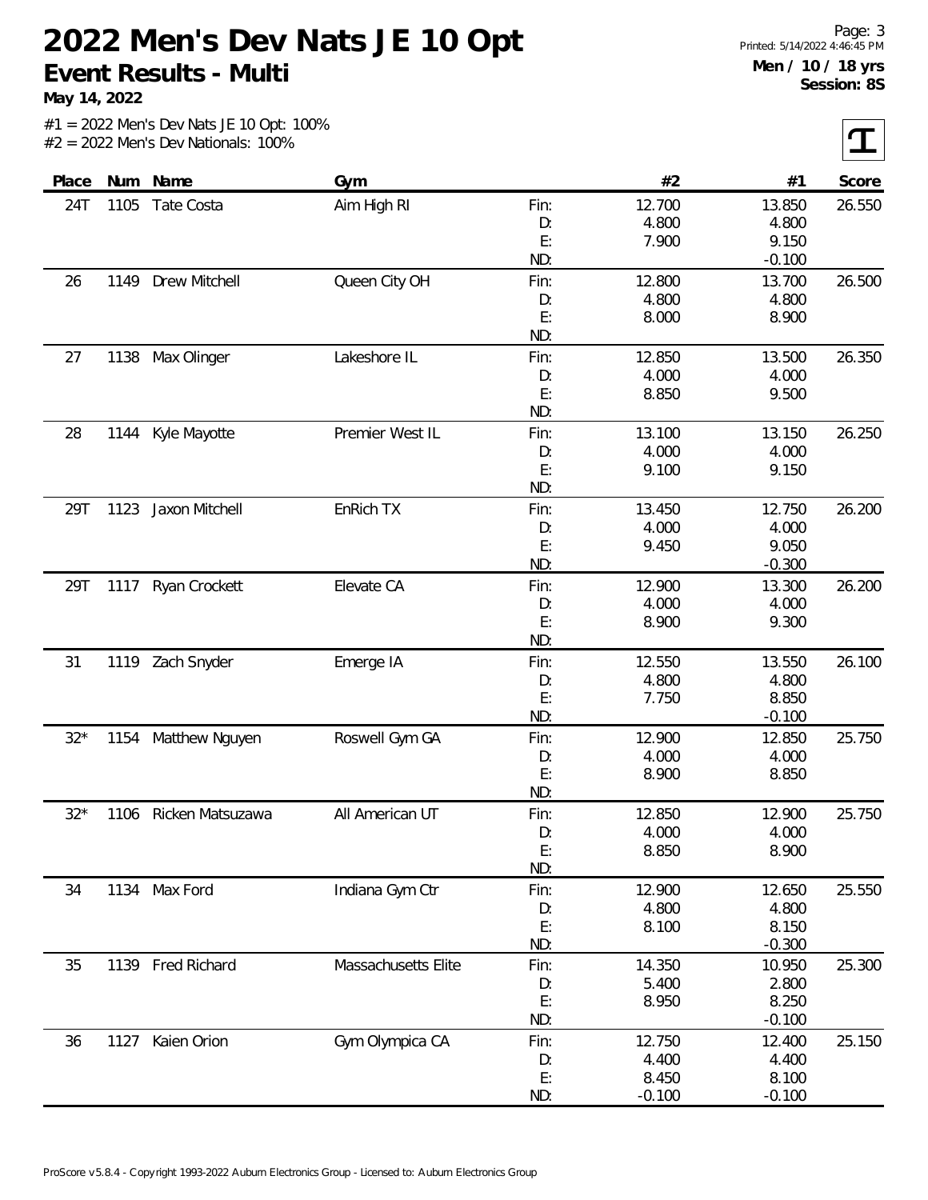# 2022 Men's Dev Nats JE 10 Opt

## Event Results - Multi

**May 14, 2022**

Men / 10 / 18 yrs
Session: 8S

#1 = 2022 Men's Dev Nats JE 10 Opt: 100%
#2 = 2022 Men's Dev Nationals: 100%

| Place | Num | Name | Gym | | #2 | #1 | Score |
|---|---|---|---|---|---|---|---|
| 24T | 1105 | Tate Costa | Aim High RI | Fin: | 12.700 | 13.850 | 26.550 |
| | | | | D: | 4.800 | 4.800 | |
| | | | | E: | 7.900 | 9.150 | |
| | | | | ND: | | -0.100 | |
| 26 | 1149 | Drew Mitchell | Queen City OH | Fin: | 12.800 | 13.700 | 26.500 |
| | | | | D: | 4.800 | 4.800 | |
| | | | | E: | 8.000 | 8.900 | |
| | | | | ND: | | | |
| 27 | 1138 | Max Olinger | Lakeshore IL | Fin: | 12.850 | 13.500 | 26.350 |
| | | | | D: | 4.000 | 4.000 | |
| | | | | E: | 8.850 | 9.500 | |
| | | | | ND: | | | |
| 28 | 1144 | Kyle Mayotte | Premier West IL | Fin: | 13.100 | 13.150 | 26.250 |
| | | | | D: | 4.000 | 4.000 | |
| | | | | E: | 9.100 | 9.150 | |
| | | | | ND: | | | |
| 29T | 1123 | Jaxon Mitchell | EnRich TX | Fin: | 13.450 | 12.750 | 26.200 |
| | | | | D: | 4.000 | 4.000 | |
| | | | | E: | 9.450 | 9.050 | |
| | | | | ND: | | -0.300 | |
| 29T | 1117 | Ryan Crockett | Elevate CA | Fin: | 12.900 | 13.300 | 26.200 |
| | | | | D: | 4.000 | 4.000 | |
| | | | | E: | 8.900 | 9.300 | |
| | | | | ND: | | | |
| 31 | 1119 | Zach Snyder | Emerge IA | Fin: | 12.550 | 13.550 | 26.100 |
| | | | | D: | 4.800 | 4.800 | |
| | | | | E: | 7.750 | 8.850 | |
| | | | | ND: | | -0.100 | |
| 32* | 1154 | Matthew Nguyen | Roswell Gym GA | Fin: | 12.900 | 12.850 | 25.750 |
| | | | | D: | 4.000 | 4.000 | |
| | | | | E: | 8.900 | 8.850 | |
| | | | | ND: | | | |
| 32* | 1106 | Ricken Matsuzawa | All American UT | Fin: | 12.850 | 12.900 | 25.750 |
| | | | | D: | 4.000 | 4.000 | |
| | | | | E: | 8.850 | 8.900 | |
| | | | | ND: | | | |
| 34 | 1134 | Max Ford | Indiana Gym Ctr | Fin: | 12.900 | 12.650 | 25.550 |
| | | | | D: | 4.800 | 4.800 | |
| | | | | E: | 8.100 | 8.150 | |
| | | | | ND: | | -0.300 | |
| 35 | 1139 | Fred Richard | Massachusetts Elite | Fin: | 14.350 | 10.950 | 25.300 |
| | | | | D: | 5.400 | 2.800 | |
| | | | | E: | 8.950 | 8.250 | |
| | | | | ND: | | -0.100 | |
| 36 | 1127 | Kaien Orion | Gym Olympica CA | Fin: | 12.750 | 12.400 | 25.150 |
| | | | | D: | 4.400 | 4.400 | |
| | | | | E: | 8.450 | 8.100 | |
| | | | | ND: | -0.100 | -0.100 | |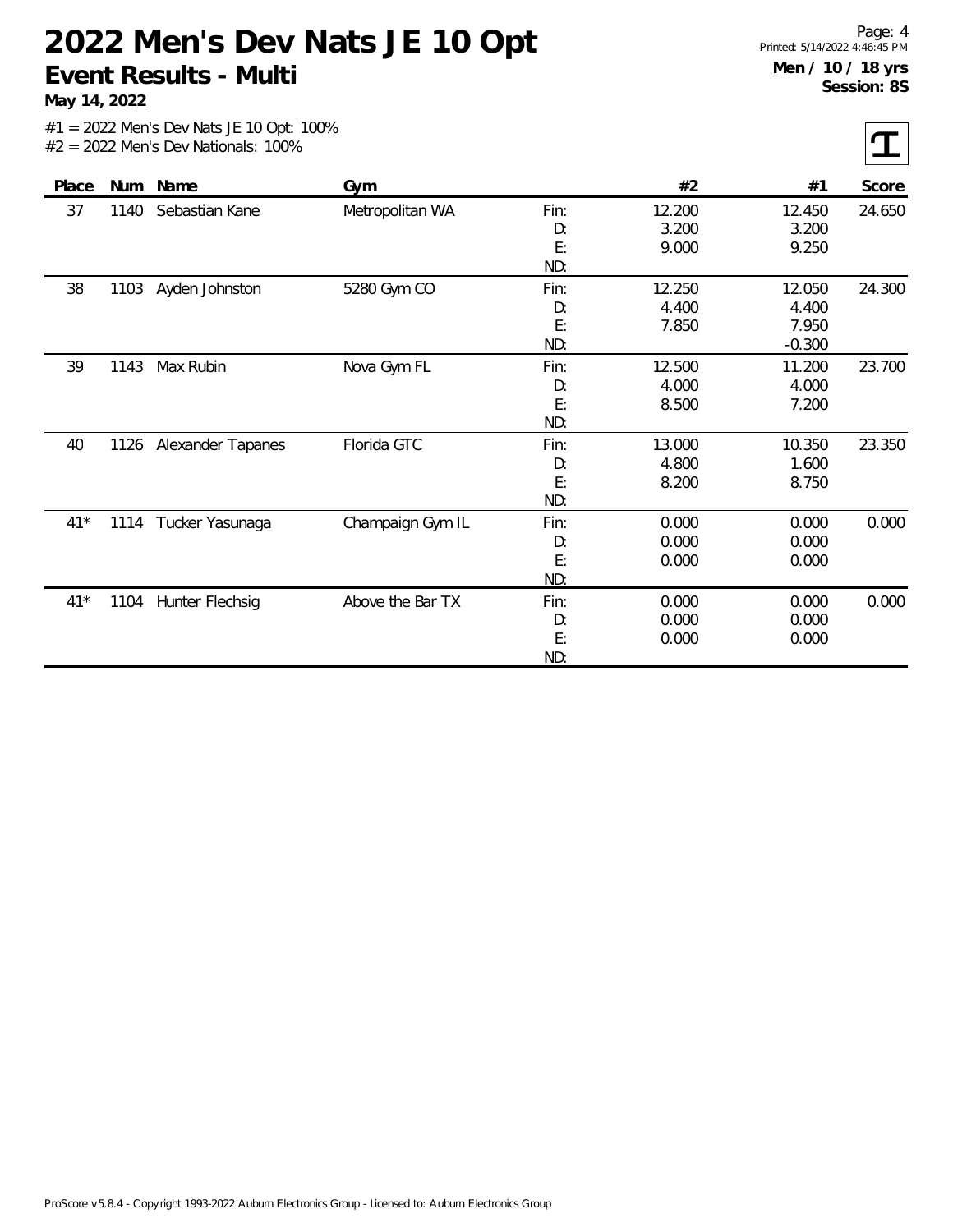# 2022 Men's Dev Nats JE 10 Opt

## Event Results - Multi

**May 14, 2022**

**Men / 10 / 18 yrs**
**Session: 8S**

#1 = 2022 Men's Dev Nats JE 10 Opt: 100%
#2 = 2022 Men's Dev Nationals: 100%

| Place | Num | Name | Gym | | #2 | #1 | Score |
|---|---|---|---|---|---|---|---|
| 37 | 1140 | Sebastian Kane | Metropolitan WA | Fin: | 12.200 | 12.450 | 24.650 |
| | | | | D: | 3.200 | 3.200 | |
| | | | | E: | 9.000 | 9.250 | |
| | | | | ND: | | | |
| 38 | 1103 | Ayden Johnston | 5280 Gym CO | Fin: | 12.250 | 12.050 | 24.300 |
| | | | | D: | 4.400 | 4.400 | |
| | | | | E: | 7.850 | 7.950 | |
| | | | | ND: | | -0.300 | |
| 39 | 1143 | Max Rubin | Nova Gym FL | Fin: | 12.500 | 11.200 | 23.700 |
| | | | | D: | 4.000 | 4.000 | |
| | | | | E: | 8.500 | 7.200 | |
| | | | | ND: | | | |
| 40 | 1126 | Alexander Tapanes | Florida GTC | Fin: | 13.000 | 10.350 | 23.350 |
| | | | | D: | 4.800 | 1.600 | |
| | | | | E: | 8.200 | 8.750 | |
| | | | | ND: | | | |
| 41* | 1114 | Tucker Yasunaga | Champaign Gym IL | Fin: | 0.000 | 0.000 | 0.000 |
| | | | | D: | 0.000 | 0.000 | |
| | | | | E: | 0.000 | 0.000 | |
| | | | | ND: | | | |
| 41* | 1104 | Hunter Flechsig | Above the Bar TX | Fin: | 0.000 | 0.000 | 0.000 |
| | | | | D: | 0.000 | 0.000 | |
| | | | | E: | 0.000 | 0.000 | |
| | | | | ND: | | | |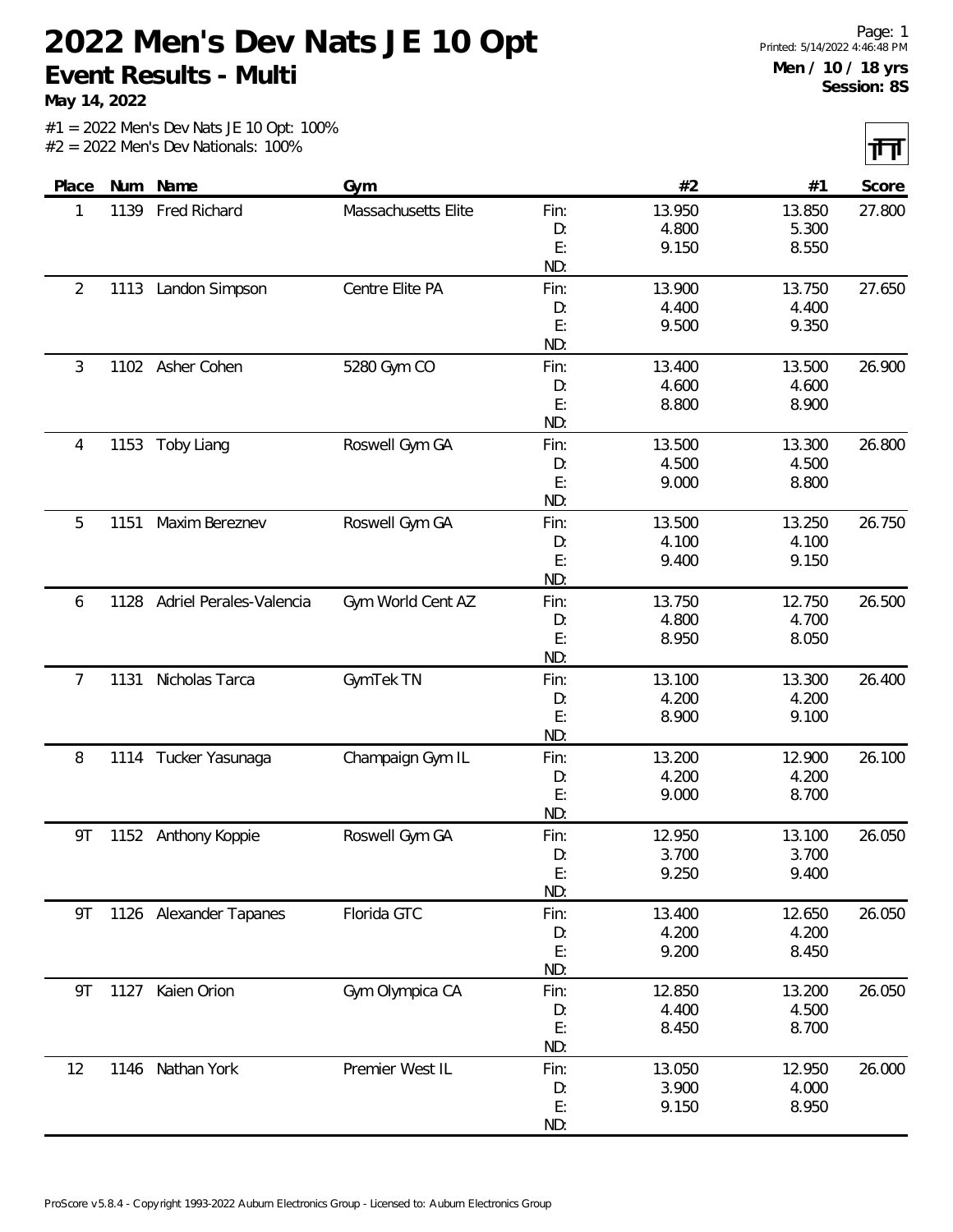# 2022 Men's Dev Nats JE 10 Opt

## Event Results - Multi

**May 14, 2022**

Printed: 5/14/2022 4:46:48 PM

**Men / 10 / 18 yrs**
**Session: 8S**

#1 = 2022 Men's Dev Nats JE 10 Opt: 100%
#2 = 2022 Men's Dev Nationals: 100%

| Place | Num | Name | Gym | | #2 | #1 | Score |
|---|---|---|---|---|---|---|---|
| 1 | 1139 | Fred Richard | Massachusetts Elite | Fin: | 13.950 | 13.850 | 27.800 |
| | | | | D: | 4.800 | 5.300 | |
| | | | | E: | 9.150 | 8.550 | |
| | | | | ND: | | | |
| 2 | 1113 | Landon Simpson | Centre Elite PA | Fin: | 13.900 | 13.750 | 27.650 |
| | | | | D: | 4.400 | 4.400 | |
| | | | | E: | 9.500 | 9.350 | |
| | | | | ND: | | | |
| 3 | 1102 | Asher Cohen | 5280 Gym CO | Fin: | 13.400 | 13.500 | 26.900 |
| | | | | D: | 4.600 | 4.600 | |
| | | | | E: | 8.800 | 8.900 | |
| | | | | ND: | | | |
| 4 | 1153 | Toby Liang | Roswell Gym GA | Fin: | 13.500 | 13.300 | 26.800 |
| | | | | D: | 4.500 | 4.500 | |
| | | | | E: | 9.000 | 8.800 | |
| | | | | ND: | | | |
| 5 | 1151 | Maxim Bereznev | Roswell Gym GA | Fin: | 13.500 | 13.250 | 26.750 |
| | | | | D: | 4.100 | 4.100 | |
| | | | | E: | 9.400 | 9.150 | |
| | | | | ND: | | | |
| 6 | 1128 | Adriel Perales-Valencia | Gym World Cent AZ | Fin: | 13.750 | 12.750 | 26.500 |
| | | | | D: | 4.800 | 4.700 | |
| | | | | E: | 8.950 | 8.050 | |
| | | | | ND: | | | |
| 7 | 1131 | Nicholas Tarca | GymTek TN | Fin: | 13.100 | 13.300 | 26.400 |
| | | | | D: | 4.200 | 4.200 | |
| | | | | E: | 8.900 | 9.100 | |
| | | | | ND: | | | |
| 8 | 1114 | Tucker Yasunaga | Champaign Gym IL | Fin: | 13.200 | 12.900 | 26.100 |
| | | | | D: | 4.200 | 4.200 | |
| | | | | E: | 9.000 | 8.700 | |
| | | | | ND: | | | |
| 9T | 1152 | Anthony Koppie | Roswell Gym GA | Fin: | 12.950 | 13.100 | 26.050 |
| | | | | D: | 3.700 | 3.700 | |
| | | | | E: | 9.250 | 9.400 | |
| | | | | ND: | | | |
| 9T | 1126 | Alexander Tapanes | Florida GTC | Fin: | 13.400 | 12.650 | 26.050 |
| | | | | D: | 4.200 | 4.200 | |
| | | | | E: | 9.200 | 8.450 | |
| | | | | ND: | | | |
| 9T | 1127 | Kaien Orion | Gym Olympica CA | Fin: | 12.850 | 13.200 | 26.050 |
| | | | | D: | 4.400 | 4.500 | |
| | | | | E: | 8.450 | 8.700 | |
| | | | | ND: | | | |
| 12 | 1146 | Nathan York | Premier West IL | Fin: | 13.050 | 12.950 | 26.000 |
| | | | | D: | 3.900 | 4.000 | |
| | | | | E: | 9.150 | 8.950 | |
| | | | | ND: | | | |

ProScore v5.8.4 - Copyright 1993-2022 Auburn Electronics Group - Licensed to: Auburn Electronics Group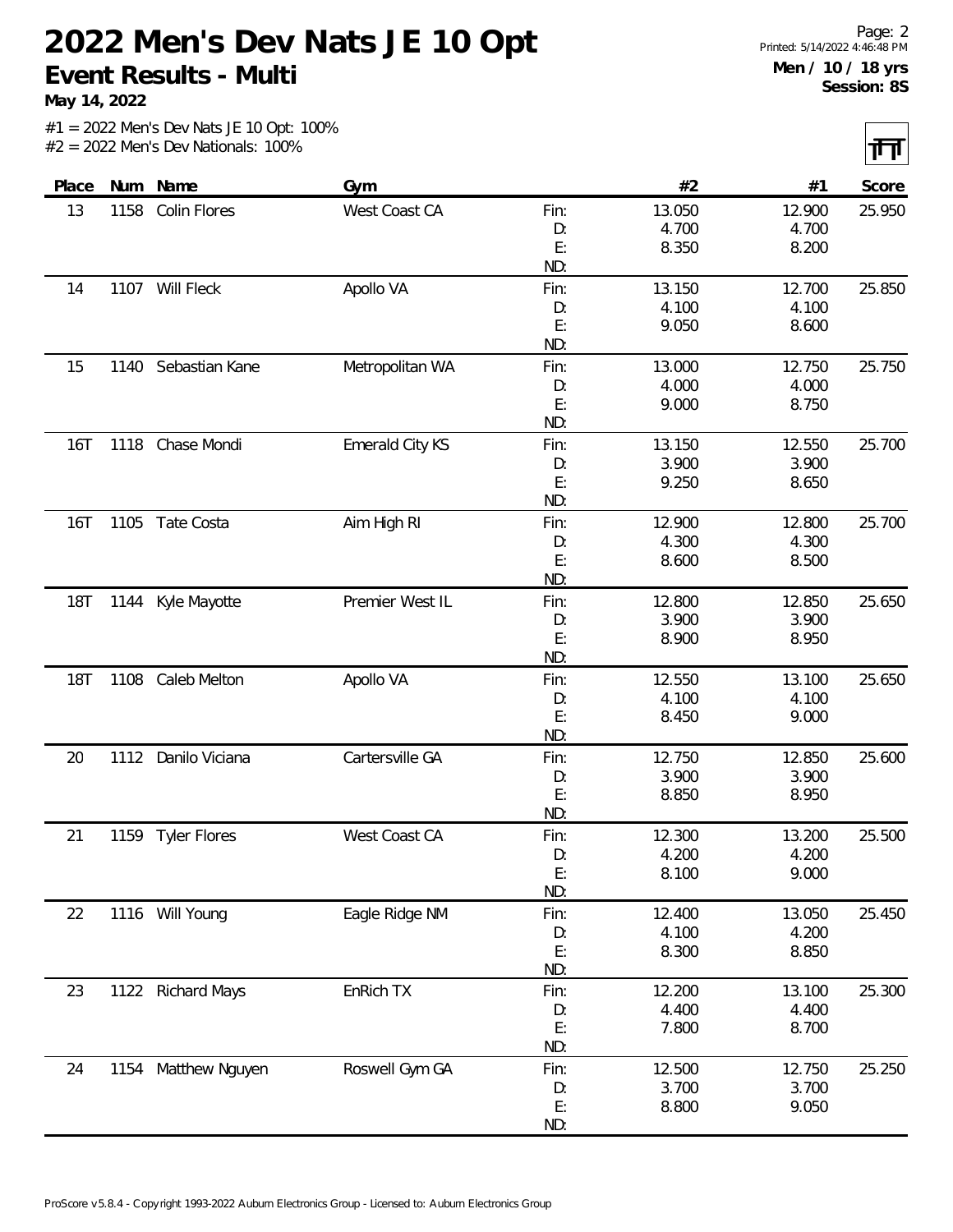# 2022 Men's Dev Nats JE 10 Opt

**Event Results - Multi**

**May 14, 2022**

**Men / 10 / 18 yrs**
**Session: 8S**

#1 = 2022 Men's Dev Nats JE 10 Opt: 100%
#2 = 2022 Men's Dev Nationals: 100%

| Place | Num | Name | Gym | | #2 | #1 | Score |
|---|---|---|---|---|---|---|---|
| 13 | 1158 | Colin Flores | West Coast CA | Fin: | 13.050 | 12.900 | 25.950 |
| | | | | D: | 4.700 | 4.700 | |
| | | | | E: | 8.350 | 8.200 | |
| | | | | ND: | | | |
| 14 | 1107 | Will Fleck | Apollo VA | Fin: | 13.150 | 12.700 | 25.850 |
| | | | | D: | 4.100 | 4.100 | |
| | | | | E: | 9.050 | 8.600 | |
| | | | | ND: | | | |
| 15 | 1140 | Sebastian Kane | Metropolitan WA | Fin: | 13.000 | 12.750 | 25.750 |
| | | | | D: | 4.000 | 4.000 | |
| | | | | E: | 9.000 | 8.750 | |
| | | | | ND: | | | |
| 16T | 1118 | Chase Mondi | Emerald City KS | Fin: | 13.150 | 12.550 | 25.700 |
| | | | | D: | 3.900 | 3.900 | |
| | | | | E: | 9.250 | 8.650 | |
| | | | | ND: | | | |
| 16T | 1105 | Tate Costa | Aim High RI | Fin: | 12.900 | 12.800 | 25.700 |
| | | | | D: | 4.300 | 4.300 | |
| | | | | E: | 8.600 | 8.500 | |
| | | | | ND: | | | |
| 18T | 1144 | Kyle Mayotte | Premier West IL | Fin: | 12.800 | 12.850 | 25.650 |
| | | | | D: | 3.900 | 3.900 | |
| | | | | E: | 8.900 | 8.950 | |
| | | | | ND: | | | |
| 18T | 1108 | Caleb Melton | Apollo VA | Fin: | 12.550 | 13.100 | 25.650 |
| | | | | D: | 4.100 | 4.100 | |
| | | | | E: | 8.450 | 9.000 | |
| | | | | ND: | | | |
| 20 | 1112 | Danilo Viciana | Cartersville GA | Fin: | 12.750 | 12.850 | 25.600 |
| | | | | D: | 3.900 | 3.900 | |
| | | | | E: | 8.850 | 8.950 | |
| | | | | ND: | | | |
| 21 | 1159 | Tyler Flores | West Coast CA | Fin: | 12.300 | 13.200 | 25.500 |
| | | | | D: | 4.200 | 4.200 | |
| | | | | E: | 8.100 | 9.000 | |
| | | | | ND: | | | |
| 22 | 1116 | Will Young | Eagle Ridge NM | Fin: | 12.400 | 13.050 | 25.450 |
| | | | | D: | 4.100 | 4.200 | |
| | | | | E: | 8.300 | 8.850 | |
| | | | | ND: | | | |
| 23 | 1122 | Richard Mays | EnRich TX | Fin: | 12.200 | 13.100 | 25.300 |
| | | | | D: | 4.400 | 4.400 | |
| | | | | E: | 7.800 | 8.700 | |
| | | | | ND: | | | |
| 24 | 1154 | Matthew Nguyen | Roswell Gym GA | Fin: | 12.500 | 12.750 | 25.250 |
| | | | | D: | 3.700 | 3.700 | |
| | | | | E: | 8.800 | 9.050 | |
| | | | | ND: | | | |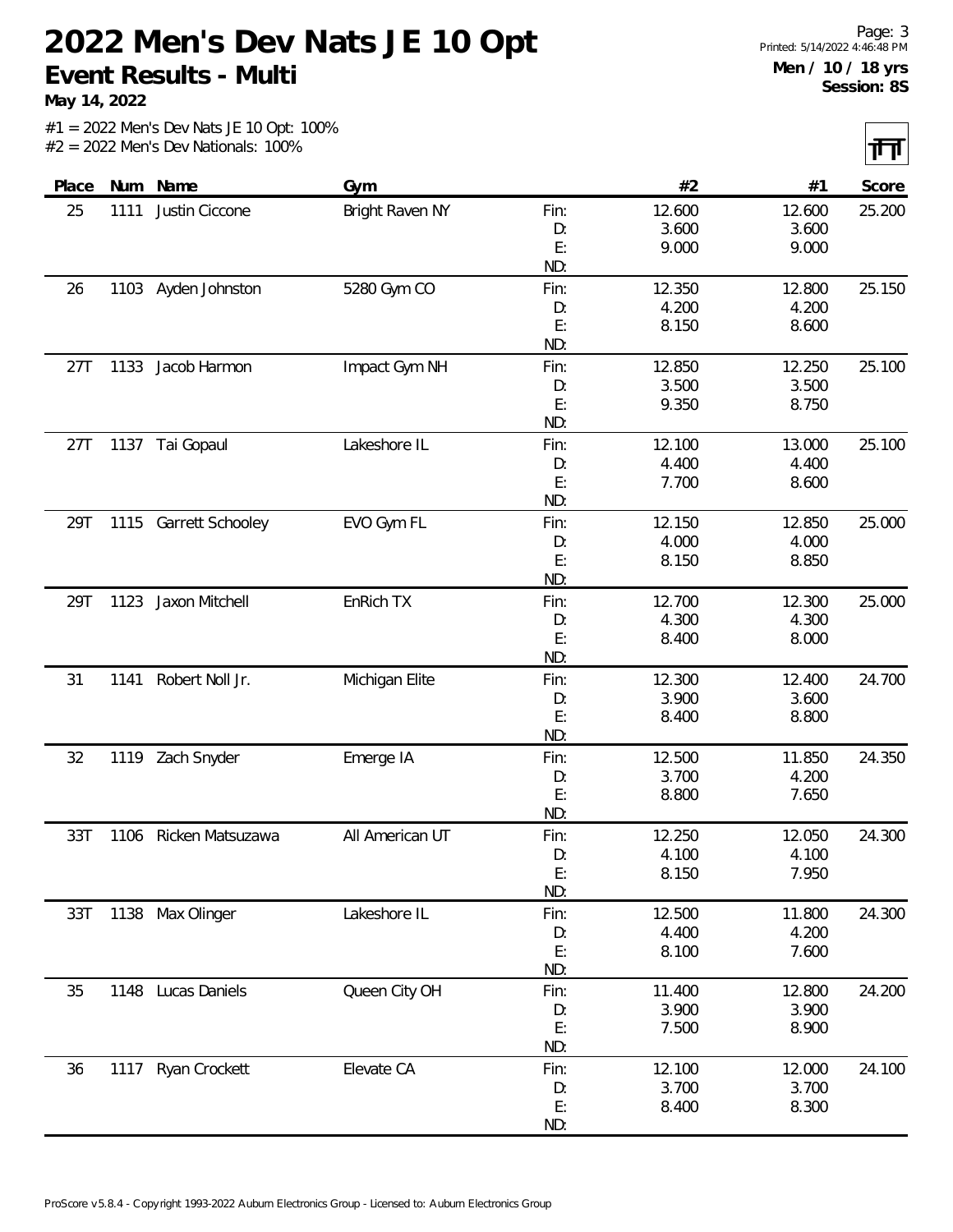# 2022 Men's Dev Nats JE 10 Opt

## Event Results - Multi

**May 14, 2022**

**Men / 10 / 18 yrs**
**Session: 8S**

#1 = 2022 Men's Dev Nats JE 10 Opt: 100%
#2 = 2022 Men's Dev Nationals: 100%

| Place | Num | Name | Gym | | #2 | #1 | Score |
|---|---|---|---|---|---|---|---|
| 25 | 1111 | Justin Ciccone | Bright Raven NY | Fin: | 12.600 | 12.600 | 25.200 |
| | | | | D: | 3.600 | 3.600 | |
| | | | | E: | 9.000 | 9.000 | |
| | | | | ND: | | | |
| 26 | 1103 | Ayden Johnston | 5280 Gym CO | Fin: | 12.350 | 12.800 | 25.150 |
| | | | | D: | 4.200 | 4.200 | |
| | | | | E: | 8.150 | 8.600 | |
| | | | | ND: | | | |
| 27T | 1133 | Jacob Harmon | Impact Gym NH | Fin: | 12.850 | 12.250 | 25.100 |
| | | | | D: | 3.500 | 3.500 | |
| | | | | E: | 9.350 | 8.750 | |
| | | | | ND: | | | |
| 27T | 1137 | Tai Gopaul | Lakeshore IL | Fin: | 12.100 | 13.000 | 25.100 |
| | | | | D: | 4.400 | 4.400 | |
| | | | | E: | 7.700 | 8.600 | |
| | | | | ND: | | | |
| 29T | 1115 | Garrett Schooley | EVO Gym FL | Fin: | 12.150 | 12.850 | 25.000 |
| | | | | D: | 4.000 | 4.000 | |
| | | | | E: | 8.150 | 8.850 | |
| | | | | ND: | | | |
| 29T | 1123 | Jaxon Mitchell | EnRich TX | Fin: | 12.700 | 12.300 | 25.000 |
| | | | | D: | 4.300 | 4.300 | |
| | | | | E: | 8.400 | 8.000 | |
| | | | | ND: | | | |
| 31 | 1141 | Robert Noll Jr. | Michigan Elite | Fin: | 12.300 | 12.400 | 24.700 |
| | | | | D: | 3.900 | 3.600 | |
| | | | | E: | 8.400 | 8.800 | |
| | | | | ND: | | | |
| 32 | 1119 | Zach Snyder | Emerge IA | Fin: | 12.500 | 11.850 | 24.350 |
| | | | | D: | 3.700 | 4.200 | |
| | | | | E: | 8.800 | 7.650 | |
| | | | | ND: | | | |
| 33T | 1106 | Ricken Matsuzawa | All American UT | Fin: | 12.250 | 12.050 | 24.300 |
| | | | | D: | 4.100 | 4.100 | |
| | | | | E: | 8.150 | 7.950 | |
| | | | | ND: | | | |
| 33T | 1138 | Max Olinger | Lakeshore IL | Fin: | 12.500 | 11.800 | 24.300 |
| | | | | D: | 4.400 | 4.200 | |
| | | | | E: | 8.100 | 7.600 | |
| | | | | ND: | | | |
| 35 | 1148 | Lucas Daniels | Queen City OH | Fin: | 11.400 | 12.800 | 24.200 |
| | | | | D: | 3.900 | 3.900 | |
| | | | | E: | 7.500 | 8.900 | |
| | | | | ND: | | | |
| 36 | 1117 | Ryan Crockett | Elevate CA | Fin: | 12.100 | 12.000 | 24.100 |
| | | | | D: | 3.700 | 3.700 | |
| | | | | E: | 8.400 | 8.300 | |
| | | | | ND: | | | |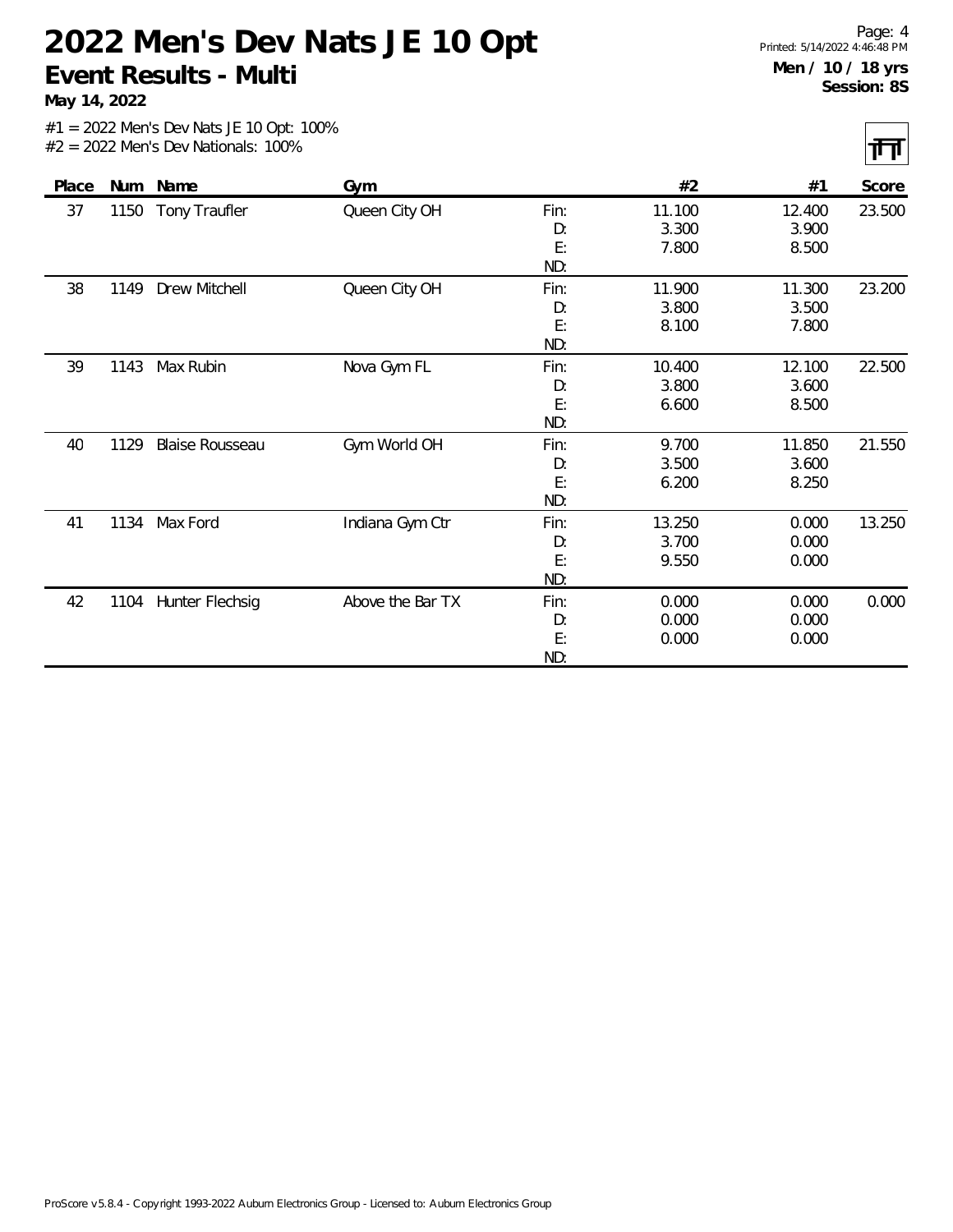# 2022 Men's Dev Nats JE 10 Opt

**Event Results - Multi**

**May 14, 2022**

**Men / 10 / 18 yrs**
**Session: 8S**

#1 = 2022 Men's Dev Nats JE 10 Opt: 100%
#2 = 2022 Men's Dev Nationals: 100%

| Place | Num | Name | Gym | | #2 | #1 | Score |
|---|---|---|---|---|---|---|---|
| 37 | 1150 | Tony Traufler | Queen City OH | Fin: | 11.100 | 12.400 | 23.500 |
| | | | | D: | 3.300 | 3.900 | |
| | | | | E: | 7.800 | 8.500 | |
| | | | | ND: | | | |
| 38 | 1149 | Drew Mitchell | Queen City OH | Fin: | 11.900 | 11.300 | 23.200 |
| | | | | D: | 3.800 | 3.500 | |
| | | | | E: | 8.100 | 7.800 | |
| | | | | ND: | | | |
| 39 | 1143 | Max Rubin | Nova Gym FL | Fin: | 10.400 | 12.100 | 22.500 |
| | | | | D: | 3.800 | 3.600 | |
| | | | | E: | 6.600 | 8.500 | |
| | | | | ND: | | | |
| 40 | 1129 | Blaise Rousseau | Gym World OH | Fin: | 9.700 | 11.850 | 21.550 |
| | | | | D: | 3.500 | 3.600 | |
| | | | | E: | 6.200 | 8.250 | |
| | | | | ND: | | | |
| 41 | 1134 | Max Ford | Indiana Gym Ctr | Fin: | 13.250 | 0.000 | 13.250 |
| | | | | D: | 3.700 | 0.000 | |
| | | | | E: | 9.550 | 0.000 | |
| | | | | ND: | | | |
| 42 | 1104 | Hunter Flechsig | Above the Bar TX | Fin: | 0.000 | 0.000 | 0.000 |
| | | | | D: | 0.000 | 0.000 | |
| | | | | E: | 0.000 | 0.000 | |
| | | | | ND: | | | |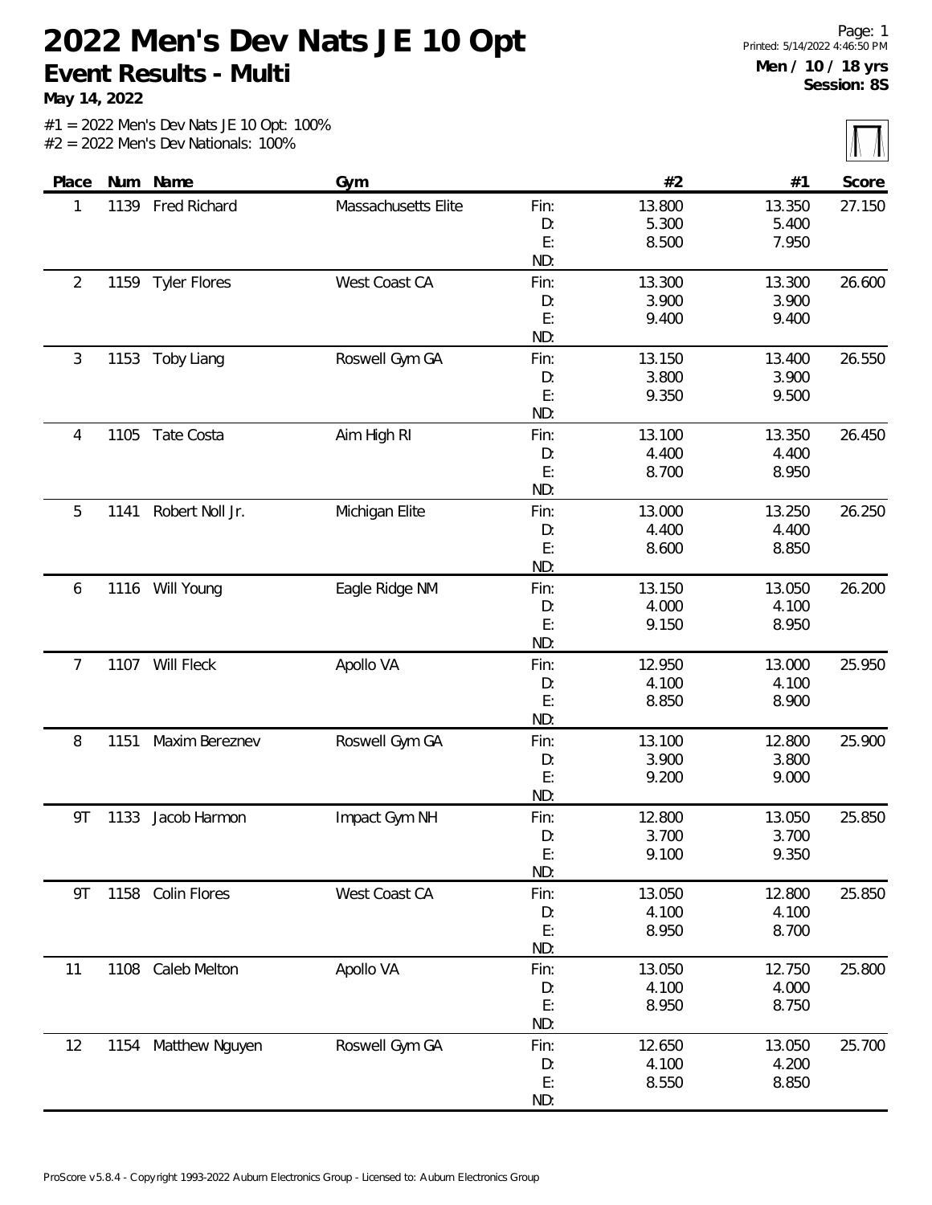# 2022 Men's Dev Nats JE 10 Opt

## Event Results - Multi

**May 14, 2022**

Printed: 5/14/2022 4:46:50 PM

**Men / 10 / 18 yrs**
**Session: 8S**

#1 = 2022 Men's Dev Nats JE 10 Opt: 100%
#2 = 2022 Men's Dev Nationals: 100%

| Place | Num | Name | Gym | | #2 | #1 | Score |
|---|---|---|---|---|---|---|---|
| 1 | 1139 | Fred Richard | Massachusetts Elite | Fin: | 13.800 | 13.350 | 27.150 |
| | | | | D: | 5.300 | 5.400 | |
| | | | | E: | 8.500 | 7.950 | |
| | | | | ND: | | | |
| 2 | 1159 | Tyler Flores | West Coast CA | Fin: | 13.300 | 13.300 | 26.600 |
| | | | | D: | 3.900 | 3.900 | |
| | | | | E: | 9.400 | 9.400 | |
| | | | | ND: | | | |
| 3 | 1153 | Toby Liang | Roswell Gym GA | Fin: | 13.150 | 13.400 | 26.550 |
| | | | | D: | 3.800 | 3.900 | |
| | | | | E: | 9.350 | 9.500 | |
| | | | | ND: | | | |
| 4 | 1105 | Tate Costa | Aim High RI | Fin: | 13.100 | 13.350 | 26.450 |
| | | | | D: | 4.400 | 4.400 | |
| | | | | E: | 8.700 | 8.950 | |
| | | | | ND: | | | |
| 5 | 1141 | Robert Noll Jr. | Michigan Elite | Fin: | 13.000 | 13.250 | 26.250 |
| | | | | D: | 4.400 | 4.400 | |
| | | | | E: | 8.600 | 8.850 | |
| | | | | ND: | | | |
| 6 | 1116 | Will Young | Eagle Ridge NM | Fin: | 13.150 | 13.050 | 26.200 |
| | | | | D: | 4.000 | 4.100 | |
| | | | | E: | 9.150 | 8.950 | |
| | | | | ND: | | | |
| 7 | 1107 | Will Fleck | Apollo VA | Fin: | 12.950 | 13.000 | 25.950 |
| | | | | D: | 4.100 | 4.100 | |
| | | | | E: | 8.850 | 8.900 | |
| | | | | ND: | | | |
| 8 | 1151 | Maxim Bereznev | Roswell Gym GA | Fin: | 13.100 | 12.800 | 25.900 |
| | | | | D: | 3.900 | 3.800 | |
| | | | | E: | 9.200 | 9.000 | |
| | | | | ND: | | | |
| 9T | 1133 | Jacob Harmon | Impact Gym NH | Fin: | 12.800 | 13.050 | 25.850 |
| | | | | D: | 3.700 | 3.700 | |
| | | | | E: | 9.100 | 9.350 | |
| | | | | ND: | | | |
| 9T | 1158 | Colin Flores | West Coast CA | Fin: | 13.050 | 12.800 | 25.850 |
| | | | | D: | 4.100 | 4.100 | |
| | | | | E: | 8.950 | 8.700 | |
| | | | | ND: | | | |
| 11 | 1108 | Caleb Melton | Apollo VA | Fin: | 13.050 | 12.750 | 25.800 |
| | | | | D: | 4.100 | 4.000 | |
| | | | | E: | 8.950 | 8.750 | |
| | | | | ND: | | | |
| 12 | 1154 | Matthew Nguyen | Roswell Gym GA | Fin: | 12.650 | 13.050 | 25.700 |
| | | | | D: | 4.100 | 4.200 | |
| | | | | E: | 8.550 | 8.850 | |
| | | | | ND: | | | |

ProScore v5.8.4 - Copyright 1993-2022 Auburn Electronics Group - Licensed to: Auburn Electronics Group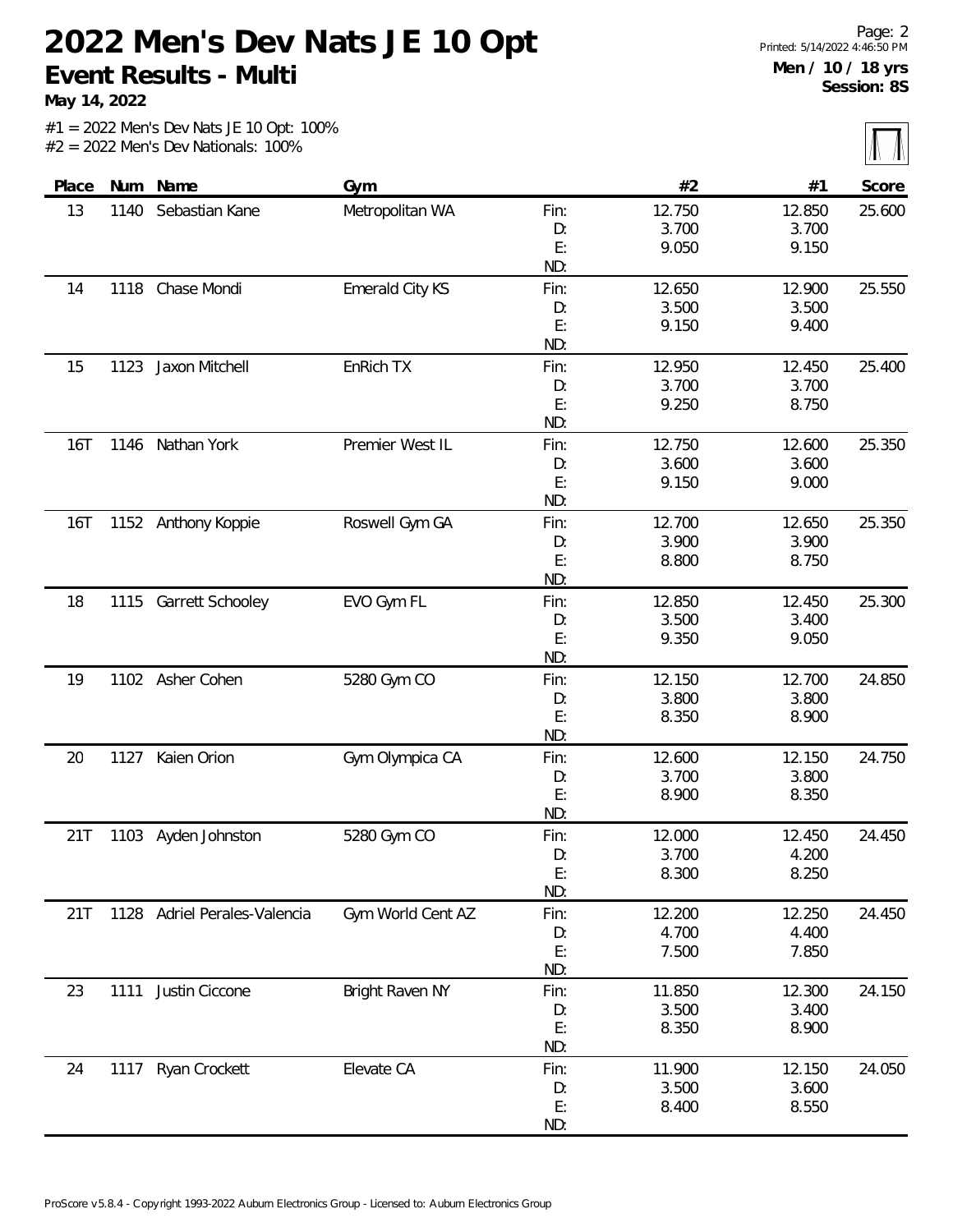# 2022 Men's Dev Nats JE 10 Opt

## Event Results - Multi

**May 14, 2022**

**Men / 10 / 18 yrs**
**Session: 8S**

#1 = 2022 Men's Dev Nats JE 10 Opt: 100%
#2 = 2022 Men's Dev Nationals: 100%

| Place | Num | Name | Gym | | #2 | #1 | Score |
|---|---|---|---|---|---|---|---|
| 13 | 1140 | Sebastian Kane | Metropolitan WA | Fin: | 12.750 | 12.850 | 25.600 |
| | | | | D: | 3.700 | 3.700 | |
| | | | | E: | 9.050 | 9.150 | |
| | | | | ND: | | | |
| 14 | 1118 | Chase Mondi | Emerald City KS | Fin: | 12.650 | 12.900 | 25.550 |
| | | | | D: | 3.500 | 3.500 | |
| | | | | E: | 9.150 | 9.400 | |
| | | | | ND: | | | |
| 15 | 1123 | Jaxon Mitchell | EnRich TX | Fin: | 12.950 | 12.450 | 25.400 |
| | | | | D: | 3.700 | 3.700 | |
| | | | | E: | 9.250 | 8.750 | |
| | | | | ND: | | | |
| 16T | 1146 | Nathan York | Premier West IL | Fin: | 12.750 | 12.600 | 25.350 |
| | | | | D: | 3.600 | 3.600 | |
| | | | | E: | 9.150 | 9.000 | |
| | | | | ND: | | | |
| 16T | 1152 | Anthony Koppie | Roswell Gym GA | Fin: | 12.700 | 12.650 | 25.350 |
| | | | | D: | 3.900 | 3.900 | |
| | | | | E: | 8.800 | 8.750 | |
| | | | | ND: | | | |
| 18 | 1115 | Garrett Schooley | EVO Gym FL | Fin: | 12.850 | 12.450 | 25.300 |
| | | | | D: | 3.500 | 3.400 | |
| | | | | E: | 9.350 | 9.050 | |
| | | | | ND: | | | |
| 19 | 1102 | Asher Cohen | 5280 Gym CO | Fin: | 12.150 | 12.700 | 24.850 |
| | | | | D: | 3.800 | 3.800 | |
| | | | | E: | 8.350 | 8.900 | |
| | | | | ND: | | | |
| 20 | 1127 | Kaien Orion | Gym Olympica CA | Fin: | 12.600 | 12.150 | 24.750 |
| | | | | D: | 3.700 | 3.800 | |
| | | | | E: | 8.900 | 8.350 | |
| | | | | ND: | | | |
| 21T | 1103 | Ayden Johnston | 5280 Gym CO | Fin: | 12.000 | 12.450 | 24.450 |
| | | | | D: | 3.700 | 4.200 | |
| | | | | E: | 8.300 | 8.250 | |
| | | | | ND: | | | |
| 21T | 1128 | Adriel Perales-Valencia | Gym World Cent AZ | Fin: | 12.200 | 12.250 | 24.450 |
| | | | | D: | 4.700 | 4.400 | |
| | | | | E: | 7.500 | 7.850 | |
| | | | | ND: | | | |
| 23 | 1111 | Justin Ciccone | Bright Raven NY | Fin: | 11.850 | 12.300 | 24.150 |
| | | | | D: | 3.500 | 3.400 | |
| | | | | E: | 8.350 | 8.900 | |
| | | | | ND: | | | |
| 24 | 1117 | Ryan Crockett | Elevate CA | Fin: | 11.900 | 12.150 | 24.050 |
| | | | | D: | 3.500 | 3.600 | |
| | | | | E: | 8.400 | 8.550 | |
| | | | | ND: | | | |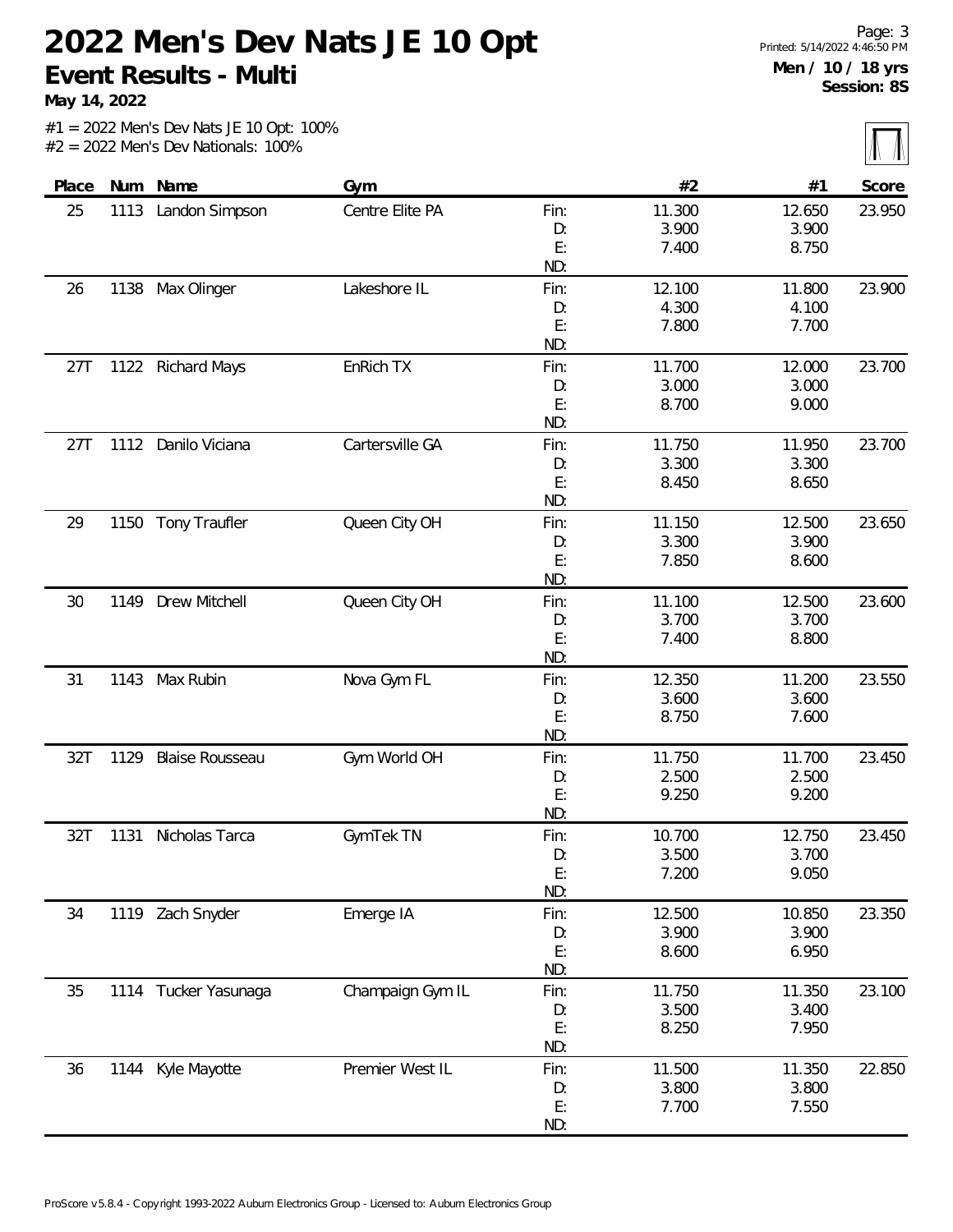# 2022 Men's Dev Nats JE 10 Opt

## Event Results - Multi

**May 14, 2022**

Printed: 5/14/2022 4:46:50 PM

**Men / 10 / 18 yrs**
**Session: 8S**

#1 = 2022 Men's Dev Nats JE 10 Opt: 100%
#2 = 2022 Men's Dev Nationals: 100%

| Place | Num | Name | Gym | | #2 | #1 | Score |
|---|---|---|---|---|---|---|---|
| 25 | 1113 | Landon Simpson | Centre Elite PA | Fin: | 11.300 | 12.650 | 23.950 |
| | | | | D: | 3.900 | 3.900 | |
| | | | | E: | 7.400 | 8.750 | |
| | | | | ND: | | | |
| 26 | 1138 | Max Olinger | Lakeshore IL | Fin: | 12.100 | 11.800 | 23.900 |
| | | | | D: | 4.300 | 4.100 | |
| | | | | E: | 7.800 | 7.700 | |
| | | | | ND: | | | |
| 27T | 1122 | Richard Mays | EnRich TX | Fin: | 11.700 | 12.000 | 23.700 |
| | | | | D: | 3.000 | 3.000 | |
| | | | | E: | 8.700 | 9.000 | |
| | | | | ND: | | | |
| 27T | 1112 | Danilo Viciana | Cartersville GA | Fin: | 11.750 | 11.950 | 23.700 |
| | | | | D: | 3.300 | 3.300 | |
| | | | | E: | 8.450 | 8.650 | |
| | | | | ND: | | | |
| 29 | 1150 | Tony Traufler | Queen City OH | Fin: | 11.150 | 12.500 | 23.650 |
| | | | | D: | 3.300 | 3.900 | |
| | | | | E: | 7.850 | 8.600 | |
| | | | | ND: | | | |
| 30 | 1149 | Drew Mitchell | Queen City OH | Fin: | 11.100 | 12.500 | 23.600 |
| | | | | D: | 3.700 | 3.700 | |
| | | | | E: | 7.400 | 8.800 | |
| | | | | ND: | | | |
| 31 | 1143 | Max Rubin | Nova Gym FL | Fin: | 12.350 | 11.200 | 23.550 |
| | | | | D: | 3.600 | 3.600 | |
| | | | | E: | 8.750 | 7.600 | |
| | | | | ND: | | | |
| 32T | 1129 | Blaise Rousseau | Gym World OH | Fin: | 11.750 | 11.700 | 23.450 |
| | | | | D: | 2.500 | 2.500 | |
| | | | | E: | 9.250 | 9.200 | |
| | | | | ND: | | | |
| 32T | 1131 | Nicholas Tarca | GymTek TN | Fin: | 10.700 | 12.750 | 23.450 |
| | | | | D: | 3.500 | 3.700 | |
| | | | | E: | 7.200 | 9.050 | |
| | | | | ND: | | | |
| 34 | 1119 | Zach Snyder | Emerge IA | Fin: | 12.500 | 10.850 | 23.350 |
| | | | | D: | 3.900 | 3.900 | |
| | | | | E: | 8.600 | 6.950 | |
| | | | | ND: | | | |
| 35 | 1114 | Tucker Yasunaga | Champaign Gym IL | Fin: | 11.750 | 11.350 | 23.100 |
| | | | | D: | 3.500 | 3.400 | |
| | | | | E: | 8.250 | 7.950 | |
| | | | | ND: | | | |
| 36 | 1144 | Kyle Mayotte | Premier West IL | Fin: | 11.500 | 11.350 | 22.850 |
| | | | | D: | 3.800 | 3.800 | |
| | | | | E: | 7.700 | 7.550 | |
| | | | | ND: | | | |

ProScore v5.8.4 - Copyright 1993-2022 Auburn Electronics Group - Licensed to: Auburn Electronics Group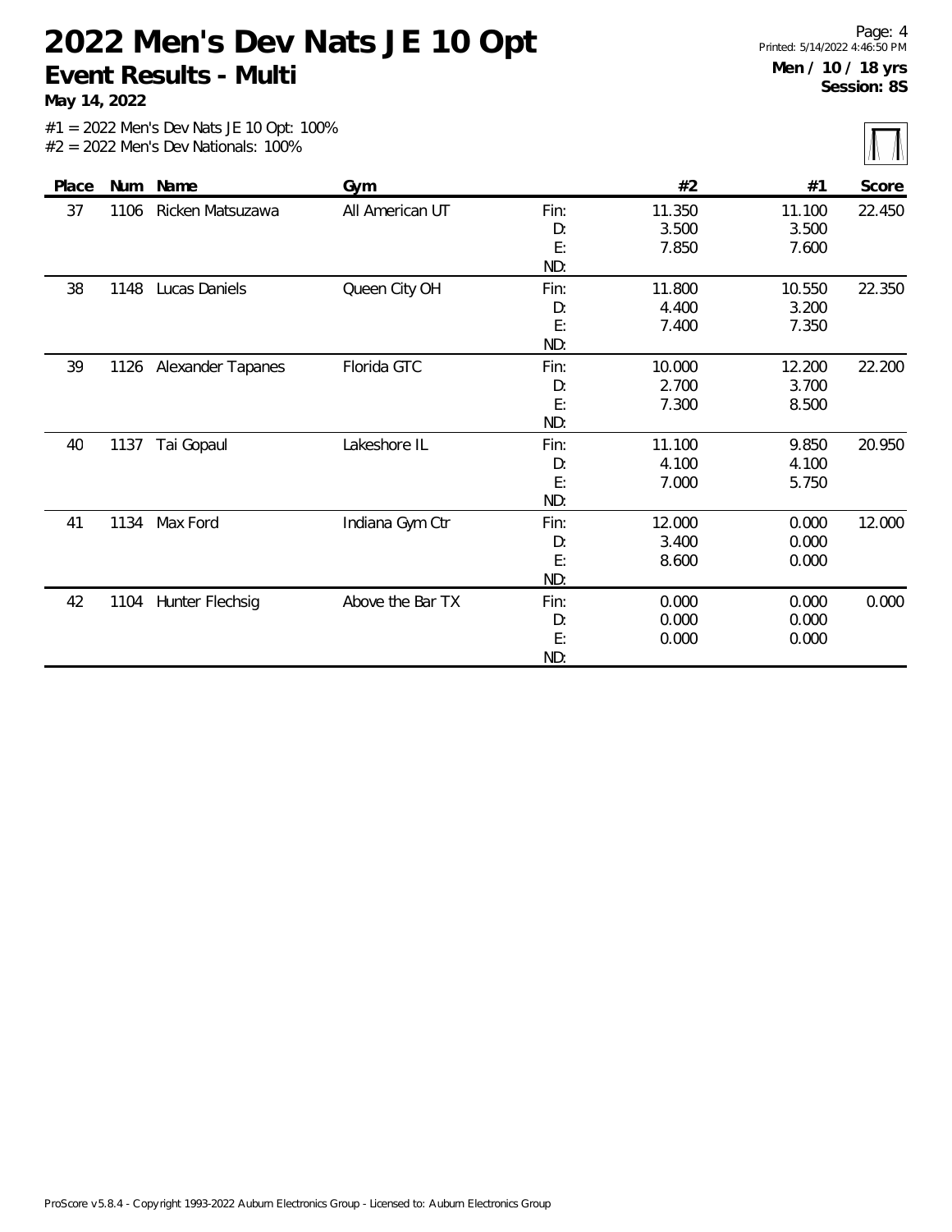# 2022 Men's Dev Nats JE 10 Opt

**Event Results - Multi**

**May 14, 2022**

#1 = 2022 Men's Dev Nats JE 10 Opt: 100%
#2 = 2022 Men's Dev Nationals: 100%

**Men / 10 / 18 yrs**
**Session: 8S**

| Place | Num | Name | Gym | | #2 | #1 | Score |
|---|---|---|---|---|---|---|---|
| 37 | 1106 | Ricken Matsuzawa | All American UT | Fin: | 11.350 | 11.100 | 22.450 |
| | | | | D: | 3.500 | 3.500 | |
| | | | | E: | 7.850 | 7.600 | |
| | | | | ND: | | | |
| 38 | 1148 | Lucas Daniels | Queen City OH | Fin: | 11.800 | 10.550 | 22.350 |
| | | | | D: | 4.400 | 3.200 | |
| | | | | E: | 7.400 | 7.350 | |
| | | | | ND: | | | |
| 39 | 1126 | Alexander Tapanes | Florida GTC | Fin: | 10.000 | 12.200 | 22.200 |
| | | | | D: | 2.700 | 3.700 | |
| | | | | E: | 7.300 | 8.500 | |
| | | | | ND: | | | |
| 40 | 1137 | Tai Gopaul | Lakeshore IL | Fin: | 11.100 | 9.850 | 20.950 |
| | | | | D: | 4.100 | 4.100 | |
| | | | | E: | 7.000 | 5.750 | |
| | | | | ND: | | | |
| 41 | 1134 | Max Ford | Indiana Gym Ctr | Fin: | 12.000 | 0.000 | 12.000 |
| | | | | D: | 3.400 | 0.000 | |
| | | | | E: | 8.600 | 0.000 | |
| | | | | ND: | | | |
| 42 | 1104 | Hunter Flechsig | Above the Bar TX | Fin: | 0.000 | 0.000 | 0.000 |
| | | | | D: | 0.000 | 0.000 | |
| | | | | E: | 0.000 | 0.000 | |
| | | | | ND: | | | |

ProScore v5.8.4 - Copyright 1993-2022 Auburn Electronics Group - Licensed to: Auburn Electronics Group